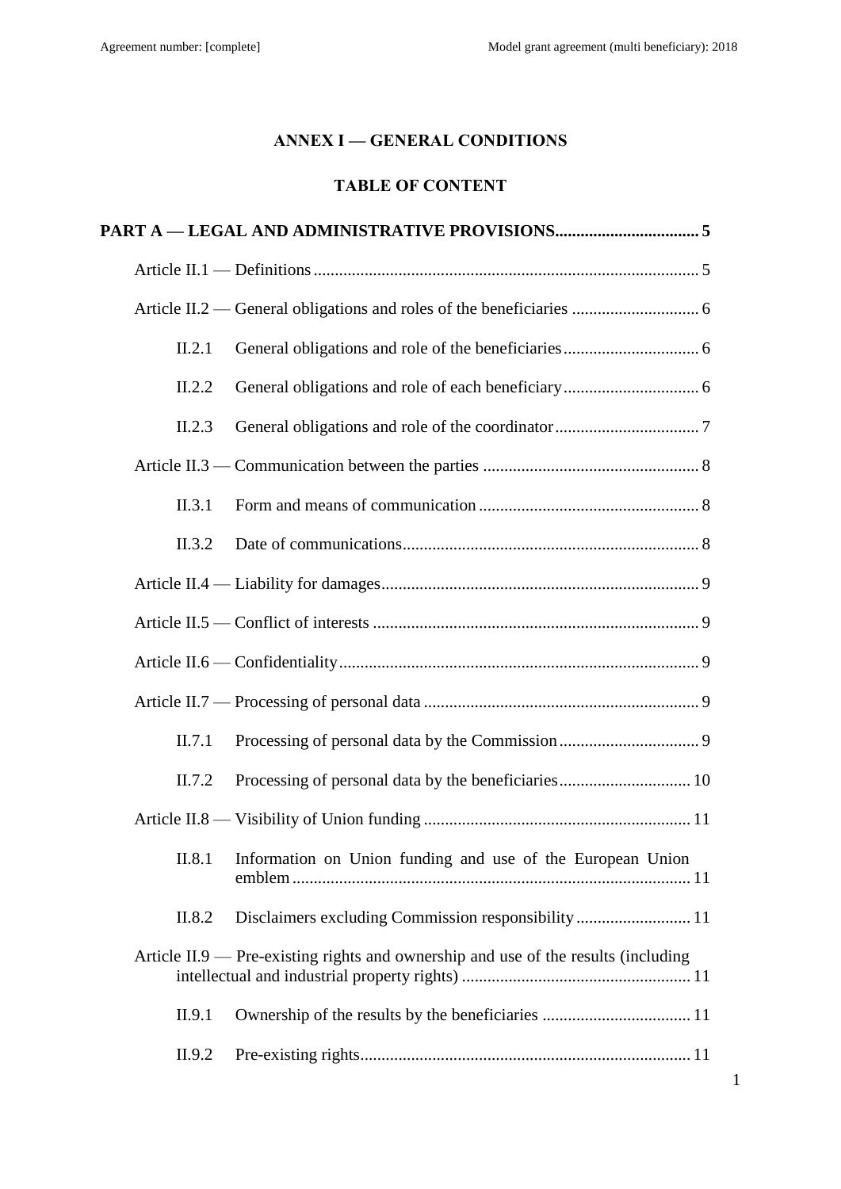# ANNEX I — GENERAL CONDITIONS

## TABLE OF CONTENT

**PART A — LEGAL AND ADMINISTRATIVE PROVISIONS .................................. 5**

Article II.1 — Definitions .......................................................................................... 5

Article II.2 — General obligations and roles of the beneficiaries .............................. 6

- II.2.1 General obligations and role of the beneficiaries ................................ 6
- II.2.2 General obligations and role of each beneficiary ................................ 6
- II.2.3 General obligations and role of the coordinator .................................. 7

Article II.3 — Communication between the parties .................................................. 8

- II.3.1 Form and means of communication .................................................... 8
- II.3.2 Date of communications ...................................................................... 8

Article II.4 — Liability for damages ........................................................................... 9

Article II.5 — Conflict of interests ............................................................................. 9

Article II.6 — Confidentiality ..................................................................................... 9

Article II.7 — Processing of personal data ................................................................. 9

- II.7.1 Processing of personal data by the Commission ................................. 9
- II.7.2 Processing of personal data by the beneficiaries ............................... 10

Article II.8 — Visibility of Union funding ............................................................... 11

- II.8.1 Information on Union funding and use of the European Union emblem ............................................................................................. 11
- II.8.2 Disclaimers excluding Commission responsibility ........................... 11

Article II.9 — Pre-existing rights and ownership and use of the results (including intellectual and industrial property rights) ...................................................... 11

- II.9.1 Ownership of the results by the beneficiaries ................................... 11
- II.9.2 Pre-existing rights ............................................................................. 11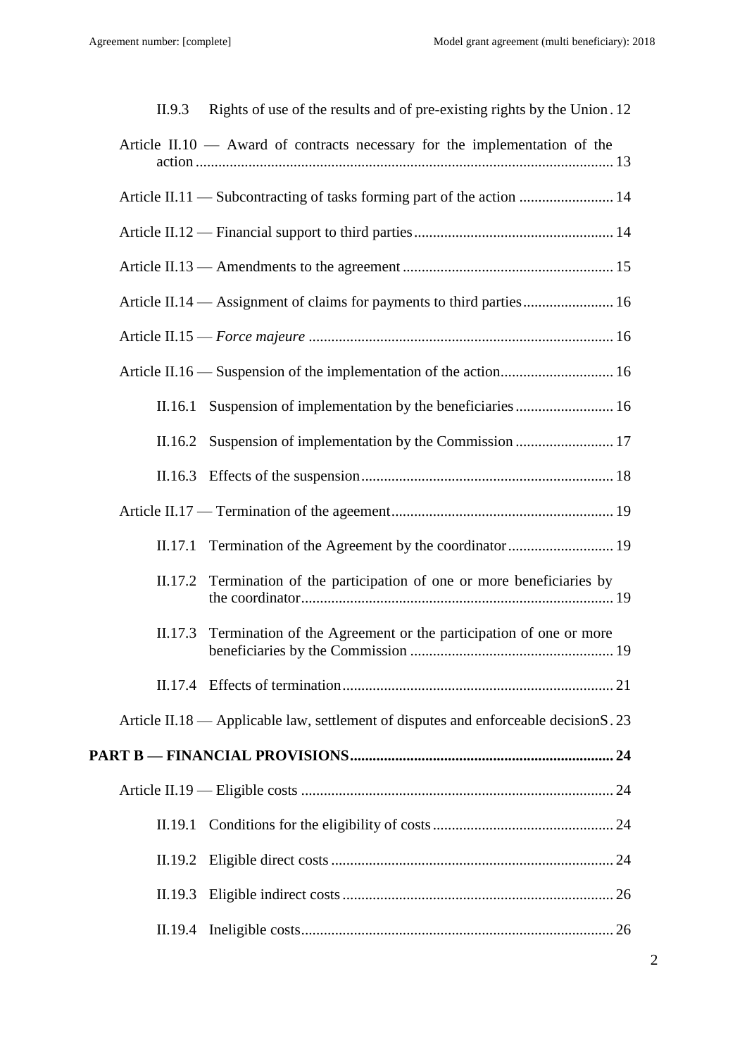II.9.3 Rights of use of the results and of pre-existing rights by the Union . 12

Article II.10 — Award of contracts necessary for the implementation of the action ............................................................................................................ 13

Article II.11 — Subcontracting of tasks forming part of the action ......................... 14

Article II.12 — Financial support to third parties..................................................... 14

Article II.13 — Amendments to the agreement ........................................................ 15

Article II.14 — Assignment of claims for payments to third parties........................ 16

Article II.15 — *Force majeure* ................................................................................ 16

Article II.16 — Suspension of the implementation of the action.............................. 16

II.16.1 Suspension of implementation by the beneficiaries .......................... 16

II.16.2 Suspension of implementation by the Commission .......................... 17

II.16.3 Effects of the suspension.................................................................. 18

Article II.17 — Termination of the ageement........................................................... 19

II.17.1 Termination of the Agreement by the coordinator ............................ 19

II.17.2 Termination of the participation of one or more beneficiaries by the coordinator.................................................................................. 19

II.17.3 Termination of the Agreement or the participation of one or more beneficiaries by the Commission ..................................................... 19

II.17.4 Effects of termination....................................................................... 21

Article II.18 — Applicable law, settlement of disputes and enforceable decisionS . 23

**PART B — FINANCIAL PROVISIONS..................................................................... 24**

Article II.19 — Eligible costs ................................................................................... 24

II.19.1 Conditions for the eligibility of costs ................................................ 24

II.19.2 Eligible direct costs .......................................................................... 24

II.19.3 Eligible indirect costs ........................................................................ 26

II.19.4 Ineligible costs.................................................................................. 26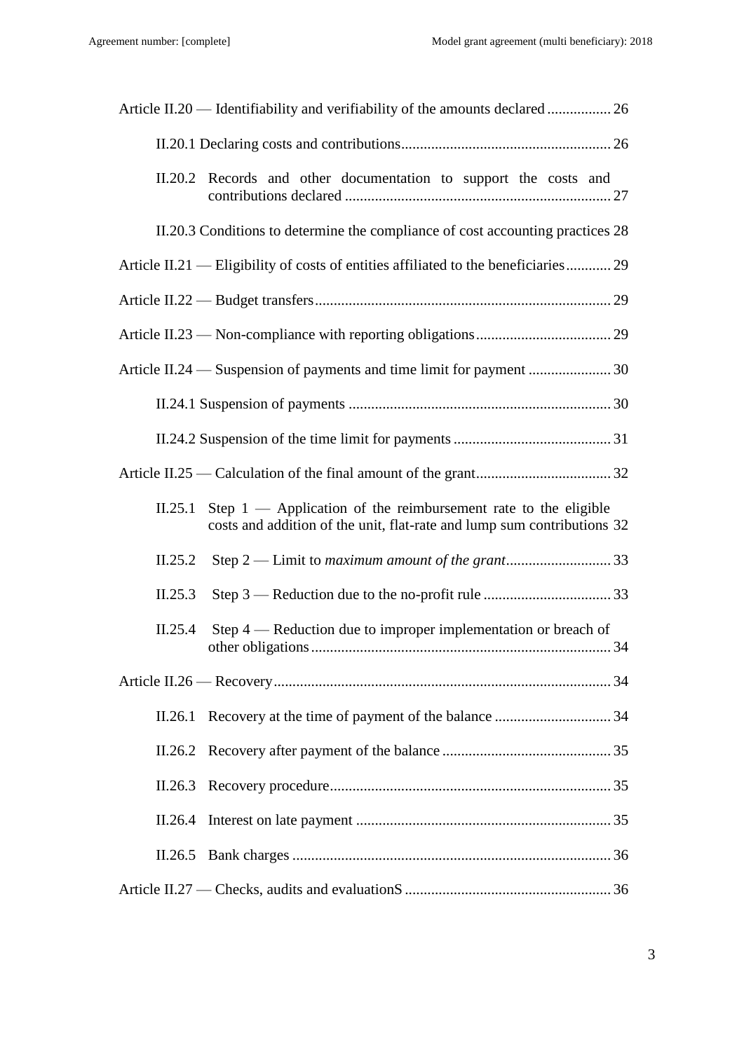Article II.20 — Identifiability and verifiability of the amounts declared ................. 26

II.20.1 Declaring costs and contributions........................................................ 26

II.20.2 Records and other documentation to support the costs and contributions declared ....................................................................... 27

II.20.3 Conditions to determine the compliance of cost accounting practices 28

Article II.21 — Eligibility of costs of entities affiliated to the beneficiaries............ 29

Article II.22 — Budget transfers............................................................................... 29

Article II.23 — Non-compliance with reporting obligations.................................... 29

Article II.24 — Suspension of payments and time limit for payment ...................... 30

II.24.1 Suspension of payments ...................................................................... 30

II.24.2 Suspension of the time limit for payments .......................................... 31

Article II.25 — Calculation of the final amount of the grant.................................... 32

II.25.1 Step 1 — Application of the reimbursement rate to the eligible costs and addition of the unit, flat-rate and lump sum contributions 32

II.25.2 Step 2 — Limit to *maximum amount of the grant*............................ 33

II.25.3 Step 3 — Reduction due to the no-profit rule .................................. 33

II.25.4 Step 4 — Reduction due to improper implementation or breach of other obligations................................................................................ 34

Article II.26 — Recovery.......................................................................................... 34

II.26.1 Recovery at the time of payment of the balance ............................... 34

II.26.2 Recovery after payment of the balance ............................................. 35

II.26.3 Recovery procedure........................................................................... 35

II.26.4 Interest on late payment .................................................................... 35

II.26.5 Bank charges ..................................................................................... 36

Article II.27 — Checks, audits and evaluationS ....................................................... 36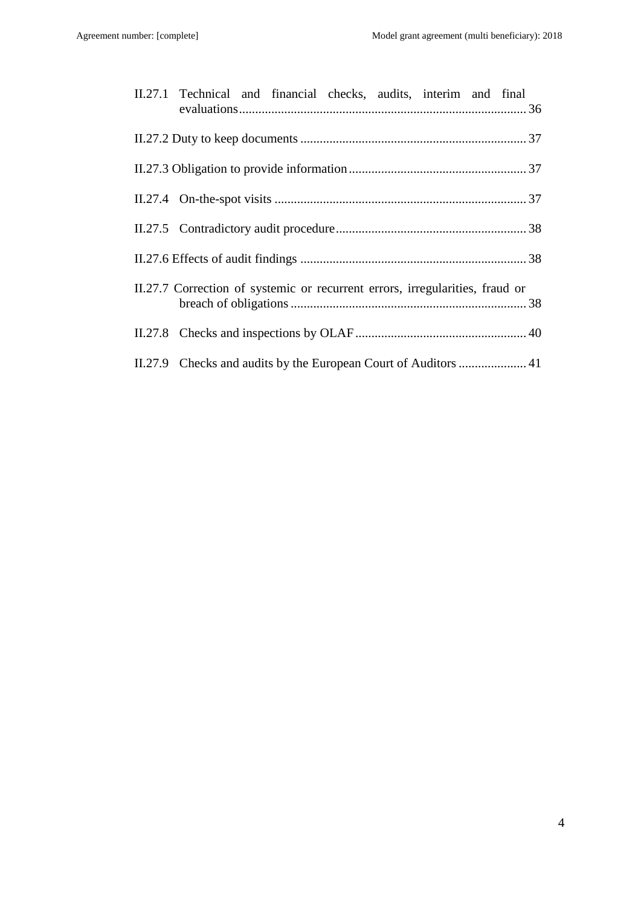II.27.1 Technical and financial checks, audits, interim and final evaluations ........ 36

II.27.2 Duty to keep documents ........ 37

II.27.3 Obligation to provide information ........ 37

II.27.4 On-the-spot visits ........ 37

II.27.5 Contradictory audit procedure ........ 38

II.27.6 Effects of audit findings ........ 38

II.27.7 Correction of systemic or recurrent errors, irregularities, fraud or breach of obligations ........ 38

II.27.8 Checks and inspections by OLAF ........ 40

II.27.9 Checks and audits by the European Court of Auditors ........ 41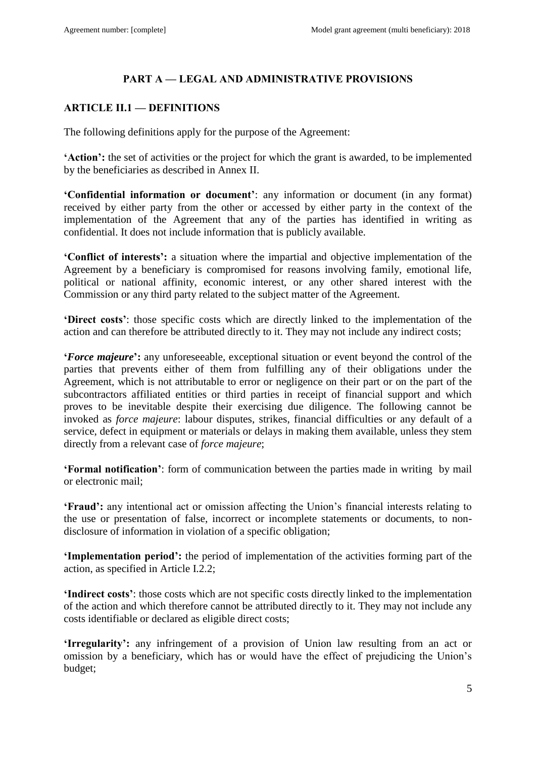## PART A — LEGAL AND ADMINISTRATIVE PROVISIONS

### ARTICLE II.1 — DEFINITIONS

The following definitions apply for the purpose of the Agreement:

**'Action':** the set of activities or the project for which the grant is awarded, to be implemented by the beneficiaries as described in Annex II.

**'Confidential information or document'**: any information or document (in any format) received by either party from the other or accessed by either party in the context of the implementation of the Agreement that any of the parties has identified in writing as confidential. It does not include information that is publicly available.

**'Conflict of interests':** a situation where the impartial and objective implementation of the Agreement by a beneficiary is compromised for reasons involving family, emotional life, political or national affinity, economic interest, or any other shared interest with the Commission or any third party related to the subject matter of the Agreement.

**'Direct costs'**: those specific costs which are directly linked to the implementation of the action and can therefore be attributed directly to it. They may not include any indirect costs;

**'*Force majeure*':** any unforeseeable, exceptional situation or event beyond the control of the parties that prevents either of them from fulfilling any of their obligations under the Agreement, which is not attributable to error or negligence on their part or on the part of the subcontractors affiliated entities or third parties in receipt of financial support and which proves to be inevitable despite their exercising due diligence. The following cannot be invoked as *force majeure*: labour disputes, strikes, financial difficulties or any default of a service, defect in equipment or materials or delays in making them available, unless they stem directly from a relevant case of *force majeure*;

**'Formal notification'**: form of communication between the parties made in writing by mail or electronic mail;

**'Fraud':** any intentional act or omission affecting the Union's financial interests relating to the use or presentation of false, incorrect or incomplete statements or documents, to non-disclosure of information in violation of a specific obligation;

**'Implementation period':** the period of implementation of the activities forming part of the action, as specified in Article I.2.2;

**'Indirect costs'**: those costs which are not specific costs directly linked to the implementation of the action and which therefore cannot be attributed directly to it. They may not include any costs identifiable or declared as eligible direct costs;

**'Irregularity':** any infringement of a provision of Union law resulting from an act or omission by a beneficiary, which has or would have the effect of prejudicing the Union's budget;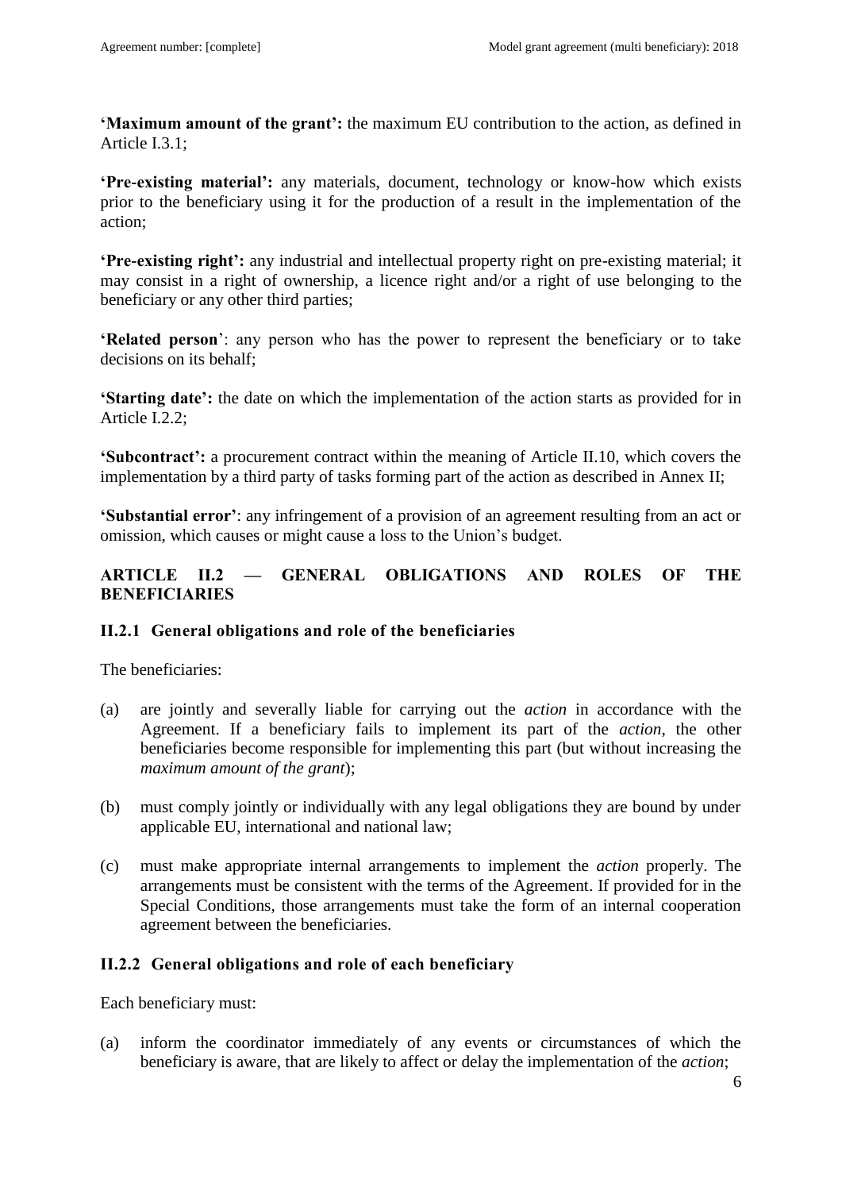**'Maximum amount of the grant':** the maximum EU contribution to the action, as defined in Article I.3.1;

**'Pre-existing material':** any materials, document, technology or know-how which exists prior to the beneficiary using it for the production of a result in the implementation of the action;

**'Pre-existing right':** any industrial and intellectual property right on pre-existing material; it may consist in a right of ownership, a licence right and/or a right of use belonging to the beneficiary or any other third parties;

**'Related person'**: any person who has the power to represent the beneficiary or to take decisions on its behalf;

**'Starting date':** the date on which the implementation of the action starts as provided for in Article I.2.2;

**'Subcontract':** a procurement contract within the meaning of Article II.10, which covers the implementation by a third party of tasks forming part of the action as described in Annex II;

**'Substantial error'**: any infringement of a provision of an agreement resulting from an act or omission, which causes or might cause a loss to the Union's budget.

## ARTICLE II.2 — GENERAL OBLIGATIONS AND ROLES OF THE BENEFICIARIES

### II.2.1 General obligations and role of the beneficiaries

The beneficiaries:

(a) are jointly and severally liable for carrying out the *action* in accordance with the Agreement. If a beneficiary fails to implement its part of the *action*, the other beneficiaries become responsible for implementing this part (but without increasing the *maximum amount of the grant*);

(b) must comply jointly or individually with any legal obligations they are bound by under applicable EU, international and national law;

(c) must make appropriate internal arrangements to implement the *action* properly. The arrangements must be consistent with the terms of the Agreement. If provided for in the Special Conditions, those arrangements must take the form of an internal cooperation agreement between the beneficiaries.

### II.2.2 General obligations and role of each beneficiary

Each beneficiary must:

(a) inform the coordinator immediately of any events or circumstances of which the beneficiary is aware, that are likely to affect or delay the implementation of the *action*;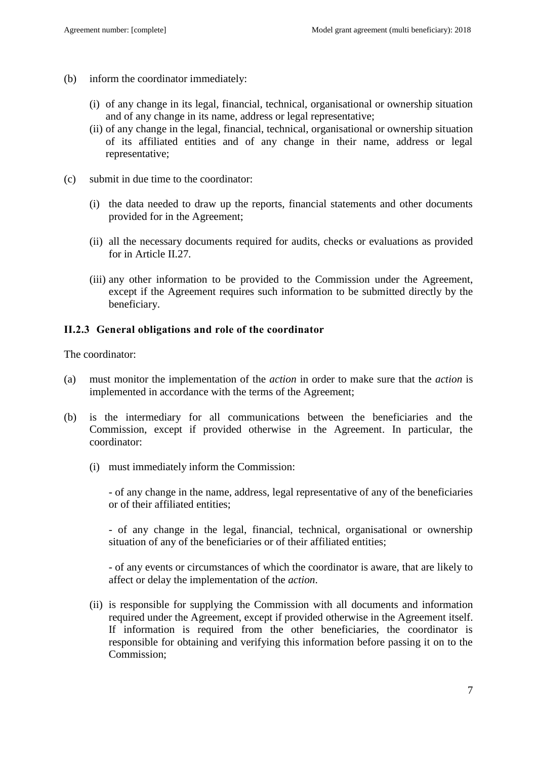(b) inform the coordinator immediately:

   (i) of any change in its legal, financial, technical, organisational or ownership situation and of any change in its name, address or legal representative;
   (ii) of any change in the legal, financial, technical, organisational or ownership situation of its affiliated entities and of any change in their name, address or legal representative;

(c) submit in due time to the coordinator:

   (i) the data needed to draw up the reports, financial statements and other documents provided for in the Agreement;

   (ii) all the necessary documents required for audits, checks or evaluations as provided for in Article II.27.

   (iii) any other information to be provided to the Commission under the Agreement, except if the Agreement requires such information to be submitted directly by the beneficiary.

### II.2.3 General obligations and role of the coordinator

The coordinator:

(a) must monitor the implementation of the *action* in order to make sure that the *action* is implemented in accordance with the terms of the Agreement;

(b) is the intermediary for all communications between the beneficiaries and the Commission, except if provided otherwise in the Agreement. In particular, the coordinator:

   (i) must immediately inform the Commission:

   - of any change in the name, address, legal representative of any of the beneficiaries or of their affiliated entities;

   - of any change in the legal, financial, technical, organisational or ownership situation of any of the beneficiaries or of their affiliated entities;

   - of any events or circumstances of which the coordinator is aware, that are likely to affect or delay the implementation of the *action*.

   (ii) is responsible for supplying the Commission with all documents and information required under the Agreement, except if provided otherwise in the Agreement itself. If information is required from the other beneficiaries, the coordinator is responsible for obtaining and verifying this information before passing it on to the Commission;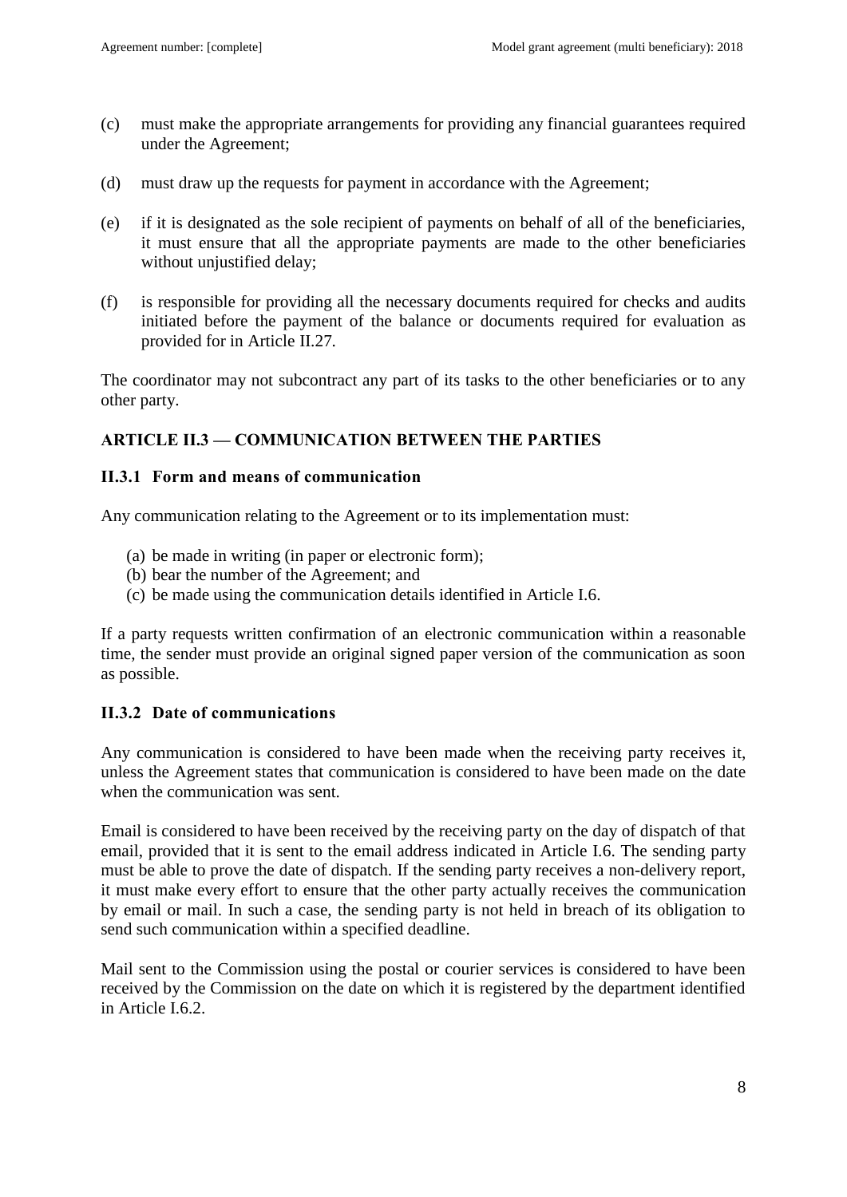(c) must make the appropriate arrangements for providing any financial guarantees required under the Agreement;

(d) must draw up the requests for payment in accordance with the Agreement;

(e) if it is designated as the sole recipient of payments on behalf of all of the beneficiaries, it must ensure that all the appropriate payments are made to the other beneficiaries without unjustified delay;

(f) is responsible for providing all the necessary documents required for checks and audits initiated before the payment of the balance or documents required for evaluation as provided for in Article II.27.

The coordinator may not subcontract any part of its tasks to the other beneficiaries or to any other party.

## ARTICLE II.3 — COMMUNICATION BETWEEN THE PARTIES

### II.3.1 Form and means of communication

Any communication relating to the Agreement or to its implementation must:

(a) be made in writing (in paper or electronic form);
(b) bear the number of the Agreement; and
(c) be made using the communication details identified in Article I.6.

If a party requests written confirmation of an electronic communication within a reasonable time, the sender must provide an original signed paper version of the communication as soon as possible.

### II.3.2 Date of communications

Any communication is considered to have been made when the receiving party receives it, unless the Agreement states that communication is considered to have been made on the date when the communication was sent.

Email is considered to have been received by the receiving party on the day of dispatch of that email, provided that it is sent to the email address indicated in Article I.6. The sending party must be able to prove the date of dispatch. If the sending party receives a non-delivery report, it must make every effort to ensure that the other party actually receives the communication by email or mail. In such a case, the sending party is not held in breach of its obligation to send such communication within a specified deadline.

Mail sent to the Commission using the postal or courier services is considered to have been received by the Commission on the date on which it is registered by the department identified in Article I.6.2.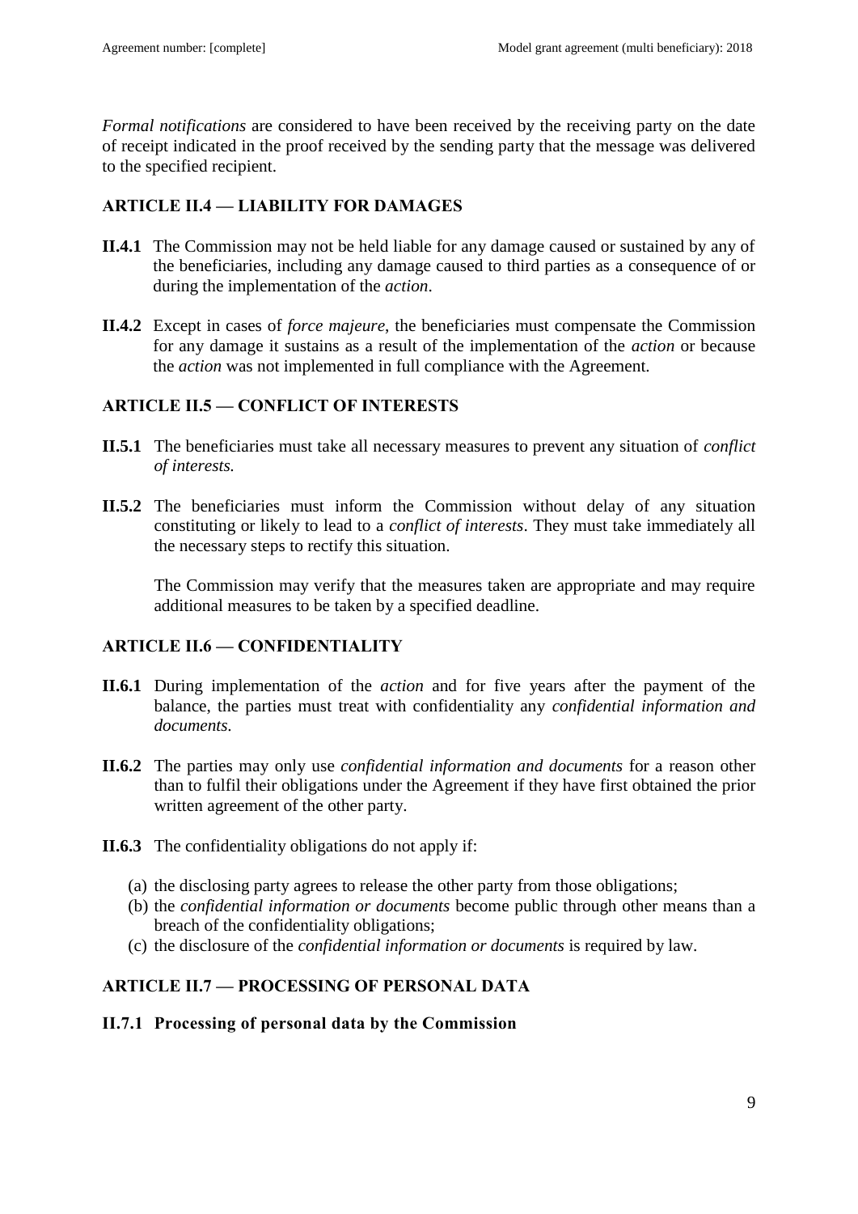*Formal notifications* are considered to have been received by the receiving party on the date of receipt indicated in the proof received by the sending party that the message was delivered to the specified recipient.

### ARTICLE II.4 — LIABILITY FOR DAMAGES

**II.4.1** The Commission may not be held liable for any damage caused or sustained by any of the beneficiaries, including any damage caused to third parties as a consequence of or during the implementation of the *action*.

**II.4.2** Except in cases of *force majeure*, the beneficiaries must compensate the Commission for any damage it sustains as a result of the implementation of the *action* or because the *action* was not implemented in full compliance with the Agreement.

### ARTICLE II.5 — CONFLICT OF INTERESTS

**II.5.1** The beneficiaries must take all necessary measures to prevent any situation of *conflict of interests.*

**II.5.2** The beneficiaries must inform the Commission without delay of any situation constituting or likely to lead to a *conflict of interests*. They must take immediately all the necessary steps to rectify this situation.

The Commission may verify that the measures taken are appropriate and may require additional measures to be taken by a specified deadline.

### ARTICLE II.6 — CONFIDENTIALITY

**II.6.1** During implementation of the *action* and for five years after the payment of the balance, the parties must treat with confidentiality any *confidential information and documents*.

**II.6.2** The parties may only use *confidential information and documents* for a reason other than to fulfil their obligations under the Agreement if they have first obtained the prior written agreement of the other party.

**II.6.3** The confidentiality obligations do not apply if:

(a) the disclosing party agrees to release the other party from those obligations;
(b) the *confidential information or documents* become public through other means than a breach of the confidentiality obligations;
(c) the disclosure of the *confidential information or documents* is required by law.

### ARTICLE II.7 — PROCESSING OF PERSONAL DATA

#### II.7.1 Processing of personal data by the Commission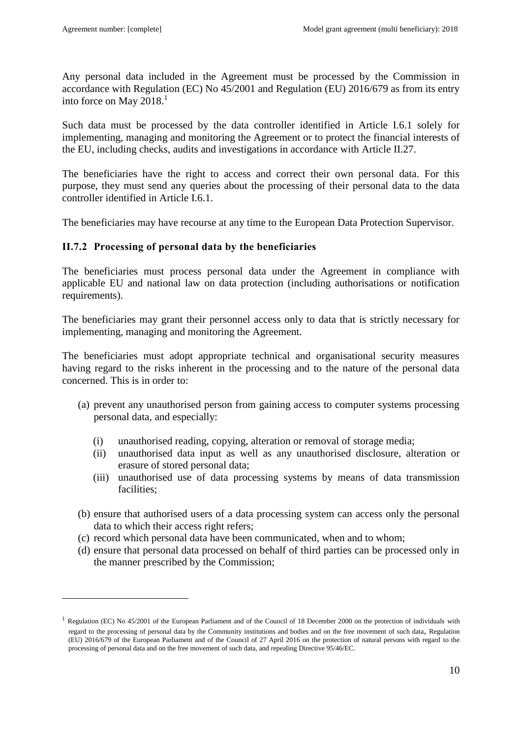Any personal data included in the Agreement must be processed by the Commission in accordance with Regulation (EC) No 45/2001 and Regulation (EU) 2016/679 as from its entry into force on May 2018.[1]

Such data must be processed by the data controller identified in Article I.6.1 solely for implementing, managing and monitoring the Agreement or to protect the financial interests of the EU, including checks, audits and investigations in accordance with Article II.27.

The beneficiaries have the right to access and correct their own personal data. For this purpose, they must send any queries about the processing of their personal data to the data controller identified in Article I.6.1.

The beneficiaries may have recourse at any time to the European Data Protection Supervisor.

### II.7.2 Processing of personal data by the beneficiaries

The beneficiaries must process personal data under the Agreement in compliance with applicable EU and national law on data protection (including authorisations or notification requirements).

The beneficiaries may grant their personnel access only to data that is strictly necessary for implementing, managing and monitoring the Agreement.

The beneficiaries must adopt appropriate technical and organisational security measures having regard to the risks inherent in the processing and to the nature of the personal data concerned. This is in order to:

(a) prevent any unauthorised person from gaining access to computer systems processing personal data, and especially:

   (i) unauthorised reading, copying, alteration or removal of storage media;
   (ii) unauthorised data input as well as any unauthorised disclosure, alteration or erasure of stored personal data;
   (iii) unauthorised use of data processing systems by means of data transmission facilities;

(b) ensure that authorised users of a data processing system can access only the personal data to which their access right refers;
(c) record which personal data have been communicated, when and to whom;
(d) ensure that personal data processed on behalf of third parties can be processed only in the manner prescribed by the Commission;

[1] Regulation (EC) No 45/2001 of the European Parliament and of the Council of 18 December 2000 on the protection of individuals with regard to the processing of personal data by the Community institutions and bodies and on the free movement of such data, Regulation (EU) 2016/679 of the European Parliament and of the Council of 27 April 2016 on the protection of natural persons with regard to the processing of personal data and on the free movement of such data, and repealing Directive 95/46/EC.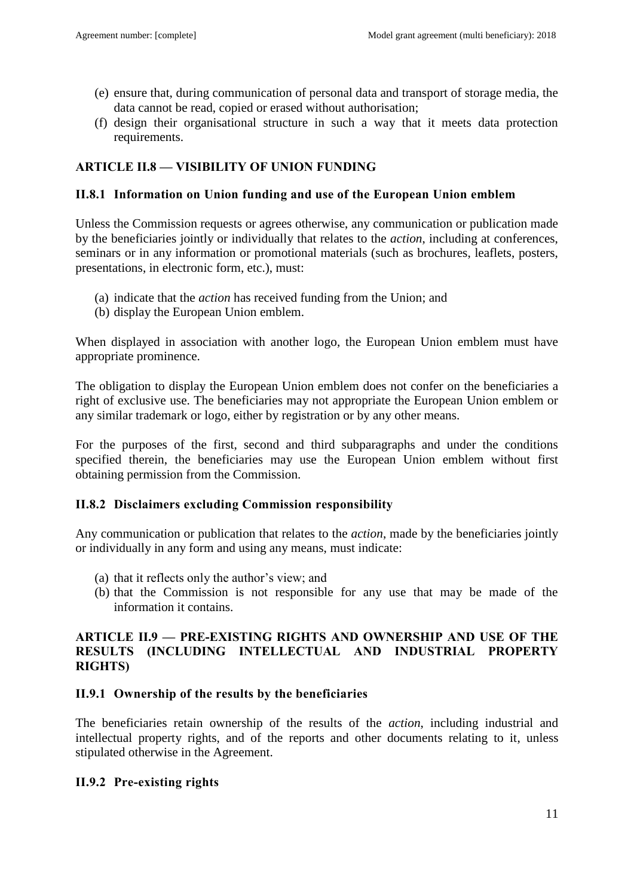(e) ensure that, during communication of personal data and transport of storage media, the data cannot be read, copied or erased without authorisation;

(f) design their organisational structure in such a way that it meets data protection requirements.

## ARTICLE II.8 — VISIBILITY OF UNION FUNDING

### II.8.1 Information on Union funding and use of the European Union emblem

Unless the Commission requests or agrees otherwise, any communication or publication made by the beneficiaries jointly or individually that relates to the *action*, including at conferences, seminars or in any information or promotional materials (such as brochures, leaflets, posters, presentations, in electronic form, etc.), must:

(a) indicate that the *action* has received funding from the Union; and

(b) display the European Union emblem.

When displayed in association with another logo, the European Union emblem must have appropriate prominence.

The obligation to display the European Union emblem does not confer on the beneficiaries a right of exclusive use. The beneficiaries may not appropriate the European Union emblem or any similar trademark or logo, either by registration or by any other means.

For the purposes of the first, second and third subparagraphs and under the conditions specified therein, the beneficiaries may use the European Union emblem without first obtaining permission from the Commission.

### II.8.2 Disclaimers excluding Commission responsibility

Any communication or publication that relates to the *action*, made by the beneficiaries jointly or individually in any form and using any means, must indicate:

(a) that it reflects only the author's view; and

(b) that the Commission is not responsible for any use that may be made of the information it contains.

## ARTICLE II.9 — PRE-EXISTING RIGHTS AND OWNERSHIP AND USE OF THE RESULTS (INCLUDING INTELLECTUAL AND INDUSTRIAL PROPERTY RIGHTS)

### II.9.1 Ownership of the results by the beneficiaries

The beneficiaries retain ownership of the results of the *action*, including industrial and intellectual property rights, and of the reports and other documents relating to it, unless stipulated otherwise in the Agreement.

### II.9.2 Pre-existing rights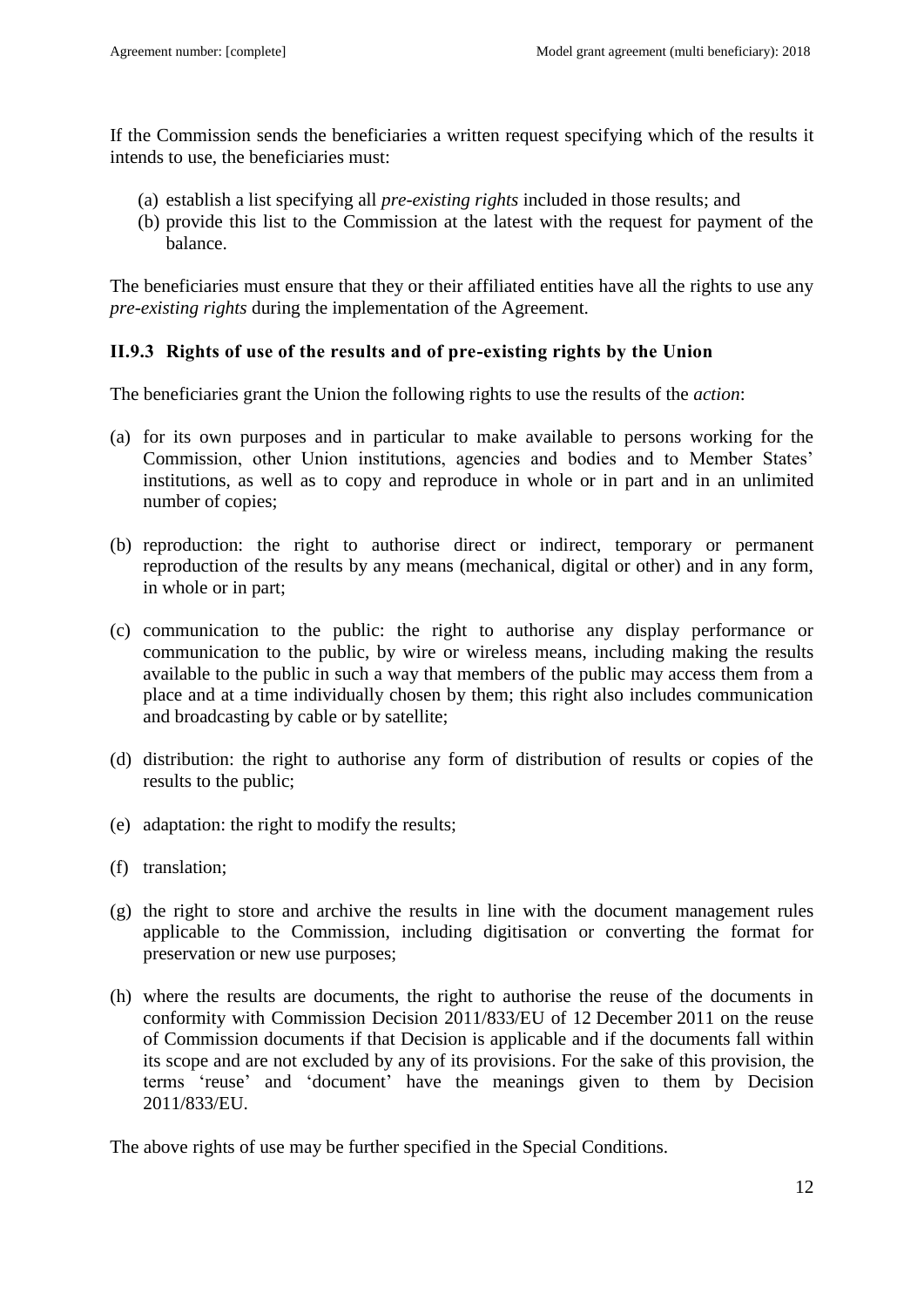If the Commission sends the beneficiaries a written request specifying which of the results it intends to use, the beneficiaries must:

(a) establish a list specifying all *pre-existing rights* included in those results; and
(b) provide this list to the Commission at the latest with the request for payment of the balance.

The beneficiaries must ensure that they or their affiliated entities have all the rights to use any *pre-existing rights* during the implementation of the Agreement.

### II.9.3 Rights of use of the results and of pre-existing rights by the Union

The beneficiaries grant the Union the following rights to use the results of the *action*:

(a) for its own purposes and in particular to make available to persons working for the Commission, other Union institutions, agencies and bodies and to Member States' institutions, as well as to copy and reproduce in whole or in part and in an unlimited number of copies;

(b) reproduction: the right to authorise direct or indirect, temporary or permanent reproduction of the results by any means (mechanical, digital or other) and in any form, in whole or in part;

(c) communication to the public: the right to authorise any display performance or communication to the public, by wire or wireless means, including making the results available to the public in such a way that members of the public may access them from a place and at a time individually chosen by them; this right also includes communication and broadcasting by cable or by satellite;

(d) distribution: the right to authorise any form of distribution of results or copies of the results to the public;

(e) adaptation: the right to modify the results;

(f) translation;

(g) the right to store and archive the results in line with the document management rules applicable to the Commission, including digitisation or converting the format for preservation or new use purposes;

(h) where the results are documents, the right to authorise the reuse of the documents in conformity with Commission Decision 2011/833/EU of 12 December 2011 on the reuse of Commission documents if that Decision is applicable and if the documents fall within its scope and are not excluded by any of its provisions. For the sake of this provision, the terms 'reuse' and 'document' have the meanings given to them by Decision 2011/833/EU.

The above rights of use may be further specified in the Special Conditions.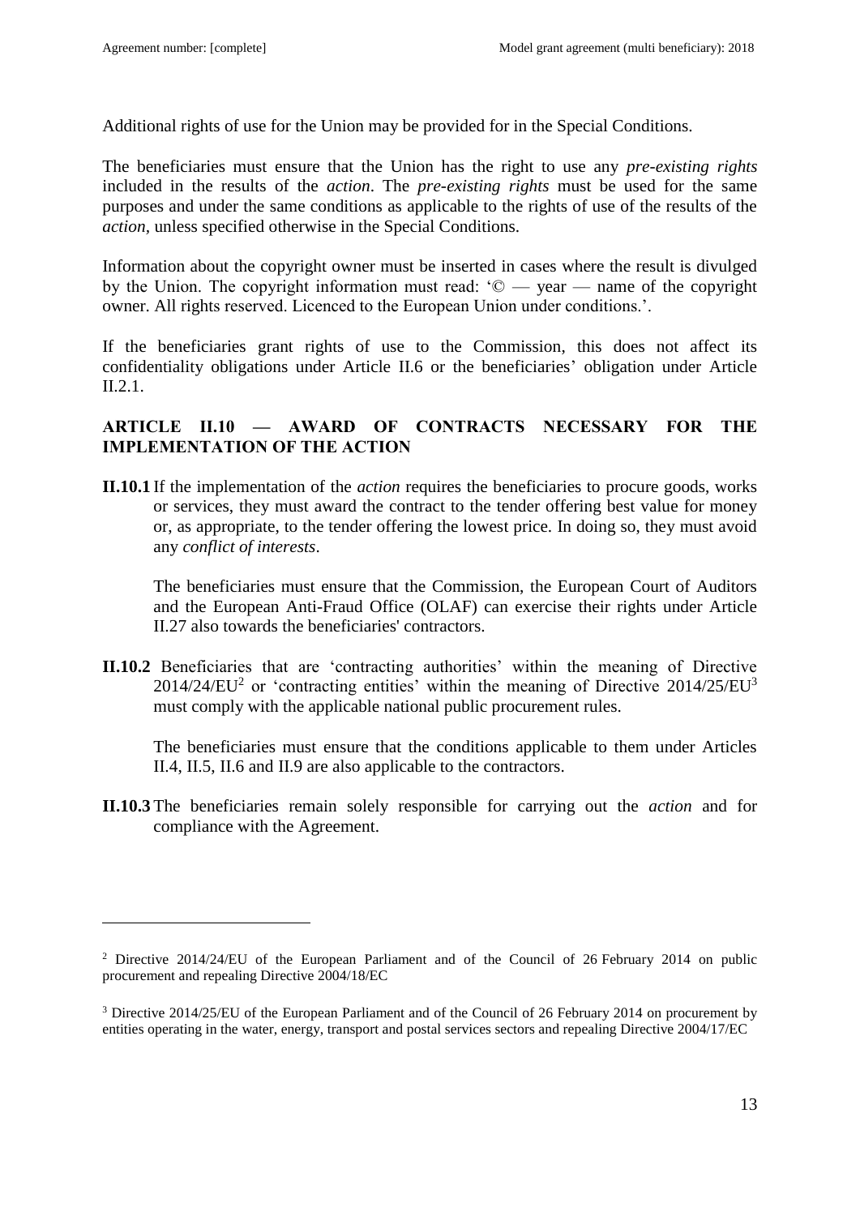Additional rights of use for the Union may be provided for in the Special Conditions.

The beneficiaries must ensure that the Union has the right to use any *pre-existing rights* included in the results of the *action*. The *pre-existing rights* must be used for the same purposes and under the same conditions as applicable to the rights of use of the results of the *action*, unless specified otherwise in the Special Conditions.

Information about the copyright owner must be inserted in cases where the result is divulged by the Union. The copyright information must read: '© — year — name of the copyright owner. All rights reserved. Licenced to the European Union under conditions.'.

If the beneficiaries grant rights of use to the Commission, this does not affect its confidentiality obligations under Article II.6 or the beneficiaries' obligation under Article II.2.1.

## ARTICLE II.10 — AWARD OF CONTRACTS NECESSARY FOR THE IMPLEMENTATION OF THE ACTION

**II.10.1** If the implementation of the *action* requires the beneficiaries to procure goods, works or services, they must award the contract to the tender offering best value for money or, as appropriate, to the tender offering the lowest price. In doing so, they must avoid any *conflict of interests*.

The beneficiaries must ensure that the Commission, the European Court of Auditors and the European Anti-Fraud Office (OLAF) can exercise their rights under Article II.27 also towards the beneficiaries' contractors.

**II.10.2** Beneficiaries that are 'contracting authorities' within the meaning of Directive 2014/24/EU[2] or 'contracting entities' within the meaning of Directive 2014/25/EU[3] must comply with the applicable national public procurement rules.

The beneficiaries must ensure that the conditions applicable to them under Articles II.4, II.5, II.6 and II.9 are also applicable to the contractors.

**II.10.3** The beneficiaries remain solely responsible for carrying out the *action* and for compliance with the Agreement.

---

[2] Directive 2014/24/EU of the European Parliament and of the Council of 26 February 2014 on public procurement and repealing Directive 2004/18/EC

[3] Directive 2014/25/EU of the European Parliament and of the Council of 26 February 2014 on procurement by entities operating in the water, energy, transport and postal services sectors and repealing Directive 2004/17/EC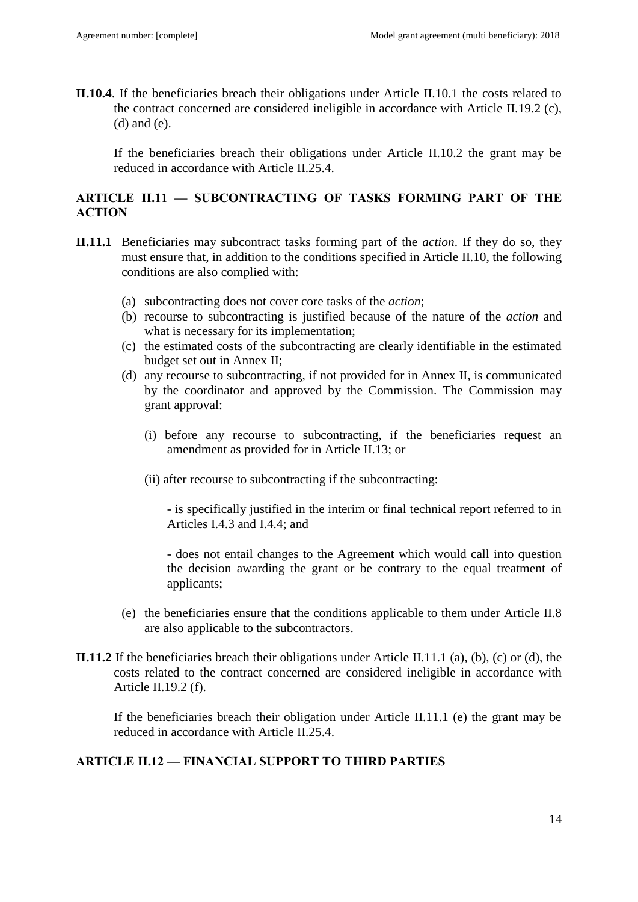**II.10.4**. If the beneficiaries breach their obligations under Article II.10.1 the costs related to the contract concerned are considered ineligible in accordance with Article II.19.2 (c), (d) and (e).

If the beneficiaries breach their obligations under Article II.10.2 the grant may be reduced in accordance with Article II.25.4.

## ARTICLE II.11 — SUBCONTRACTING OF TASKS FORMING PART OF THE ACTION

**II.11.1** Beneficiaries may subcontract tasks forming part of the *action*. If they do so, they must ensure that, in addition to the conditions specified in Article II.10, the following conditions are also complied with:

(a) subcontracting does not cover core tasks of the *action*;

(b) recourse to subcontracting is justified because of the nature of the *action* and what is necessary for its implementation;

(c) the estimated costs of the subcontracting are clearly identifiable in the estimated budget set out in Annex II;

(d) any recourse to subcontracting, if not provided for in Annex II, is communicated by the coordinator and approved by the Commission. The Commission may grant approval:

(i) before any recourse to subcontracting, if the beneficiaries request an amendment as provided for in Article II.13; or

(ii) after recourse to subcontracting if the subcontracting:

- is specifically justified in the interim or final technical report referred to in Articles I.4.3 and I.4.4; and

- does not entail changes to the Agreement which would call into question the decision awarding the grant or be contrary to the equal treatment of applicants;

(e) the beneficiaries ensure that the conditions applicable to them under Article II.8 are also applicable to the subcontractors.

**II.11.2** If the beneficiaries breach their obligations under Article II.11.1 (a), (b), (c) or (d), the costs related to the contract concerned are considered ineligible in accordance with Article II.19.2 (f).

If the beneficiaries breach their obligation under Article II.11.1 (e) the grant may be reduced in accordance with Article II.25.4.

## ARTICLE II.12 — FINANCIAL SUPPORT TO THIRD PARTIES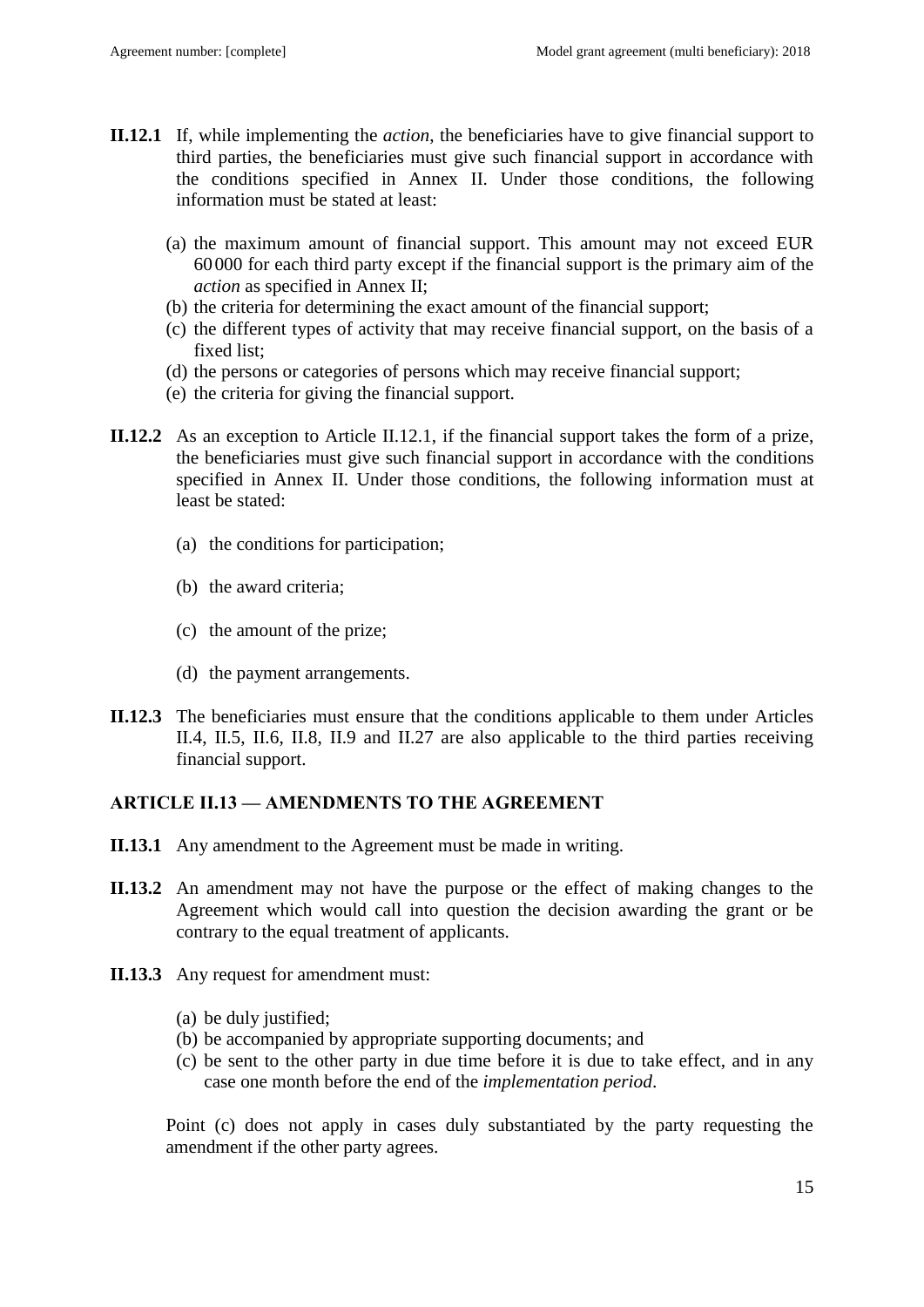**II.12.1** If, while implementing the *action*, the beneficiaries have to give financial support to third parties, the beneficiaries must give such financial support in accordance with the conditions specified in Annex II. Under those conditions, the following information must be stated at least:

(a) the maximum amount of financial support. This amount may not exceed EUR 60 000 for each third party except if the financial support is the primary aim of the *action* as specified in Annex II;
(b) the criteria for determining the exact amount of the financial support;
(c) the different types of activity that may receive financial support, on the basis of a fixed list;
(d) the persons or categories of persons which may receive financial support;
(e) the criteria for giving the financial support.

**II.12.2** As an exception to Article II.12.1, if the financial support takes the form of a prize, the beneficiaries must give such financial support in accordance with the conditions specified in Annex II. Under those conditions, the following information must at least be stated:

(a) the conditions for participation;

(b) the award criteria;

(c) the amount of the prize;

(d) the payment arrangements.

**II.12.3** The beneficiaries must ensure that the conditions applicable to them under Articles II.4, II.5, II.6, II.8, II.9 and II.27 are also applicable to the third parties receiving financial support.

### ARTICLE II.13 — AMENDMENTS TO THE AGREEMENT

**II.13.1** Any amendment to the Agreement must be made in writing.

**II.13.2** An amendment may not have the purpose or the effect of making changes to the Agreement which would call into question the decision awarding the grant or be contrary to the equal treatment of applicants.

**II.13.3** Any request for amendment must:

(a) be duly justified;
(b) be accompanied by appropriate supporting documents; and
(c) be sent to the other party in due time before it is due to take effect, and in any case one month before the end of the *implementation period*.

Point (c) does not apply in cases duly substantiated by the party requesting the amendment if the other party agrees.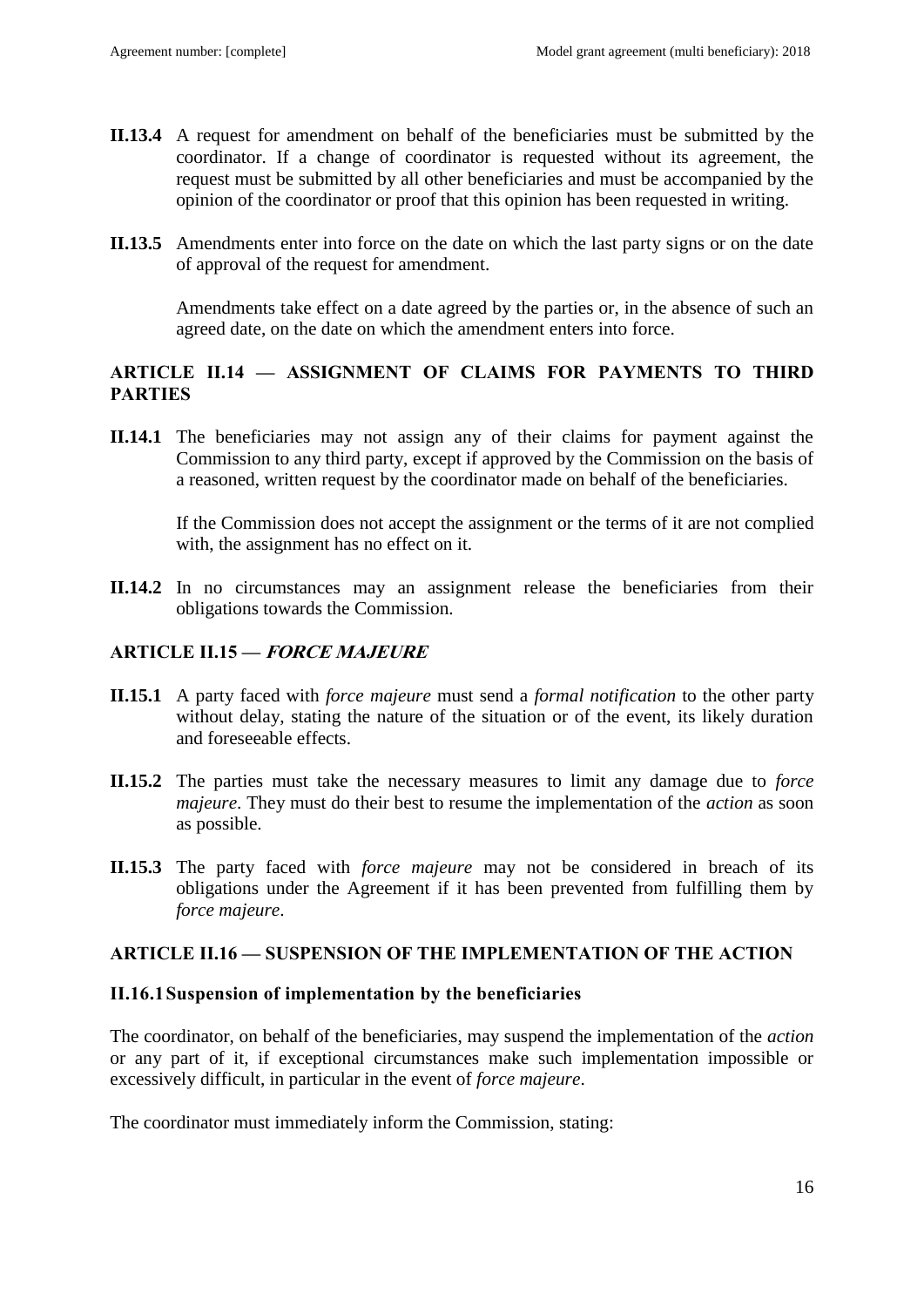**II.13.4** A request for amendment on behalf of the beneficiaries must be submitted by the coordinator. If a change of coordinator is requested without its agreement, the request must be submitted by all other beneficiaries and must be accompanied by the opinion of the coordinator or proof that this opinion has been requested in writing.

**II.13.5** Amendments enter into force on the date on which the last party signs or on the date of approval of the request for amendment.

Amendments take effect on a date agreed by the parties or, in the absence of such an agreed date, on the date on which the amendment enters into force.

## ARTICLE II.14 — ASSIGNMENT OF CLAIMS FOR PAYMENTS TO THIRD PARTIES

**II.14.1** The beneficiaries may not assign any of their claims for payment against the Commission to any third party, except if approved by the Commission on the basis of a reasoned, written request by the coordinator made on behalf of the beneficiaries.

If the Commission does not accept the assignment or the terms of it are not complied with, the assignment has no effect on it.

**II.14.2** In no circumstances may an assignment release the beneficiaries from their obligations towards the Commission.

## ARTICLE II.15 — *FORCE MAJEURE*

**II.15.1** A party faced with *force majeure* must send a *formal notification* to the other party without delay, stating the nature of the situation or of the event, its likely duration and foreseeable effects.

**II.15.2** The parties must take the necessary measures to limit any damage due to *force majeure*. They must do their best to resume the implementation of the *action* as soon as possible.

**II.15.3** The party faced with *force majeure* may not be considered in breach of its obligations under the Agreement if it has been prevented from fulfilling them by *force majeure*.

## ARTICLE II.16 — SUSPENSION OF THE IMPLEMENTATION OF THE ACTION

### II.16.1 Suspension of implementation by the beneficiaries

The coordinator, on behalf of the beneficiaries, may suspend the implementation of the *action* or any part of it, if exceptional circumstances make such implementation impossible or excessively difficult, in particular in the event of *force majeure*.

The coordinator must immediately inform the Commission, stating: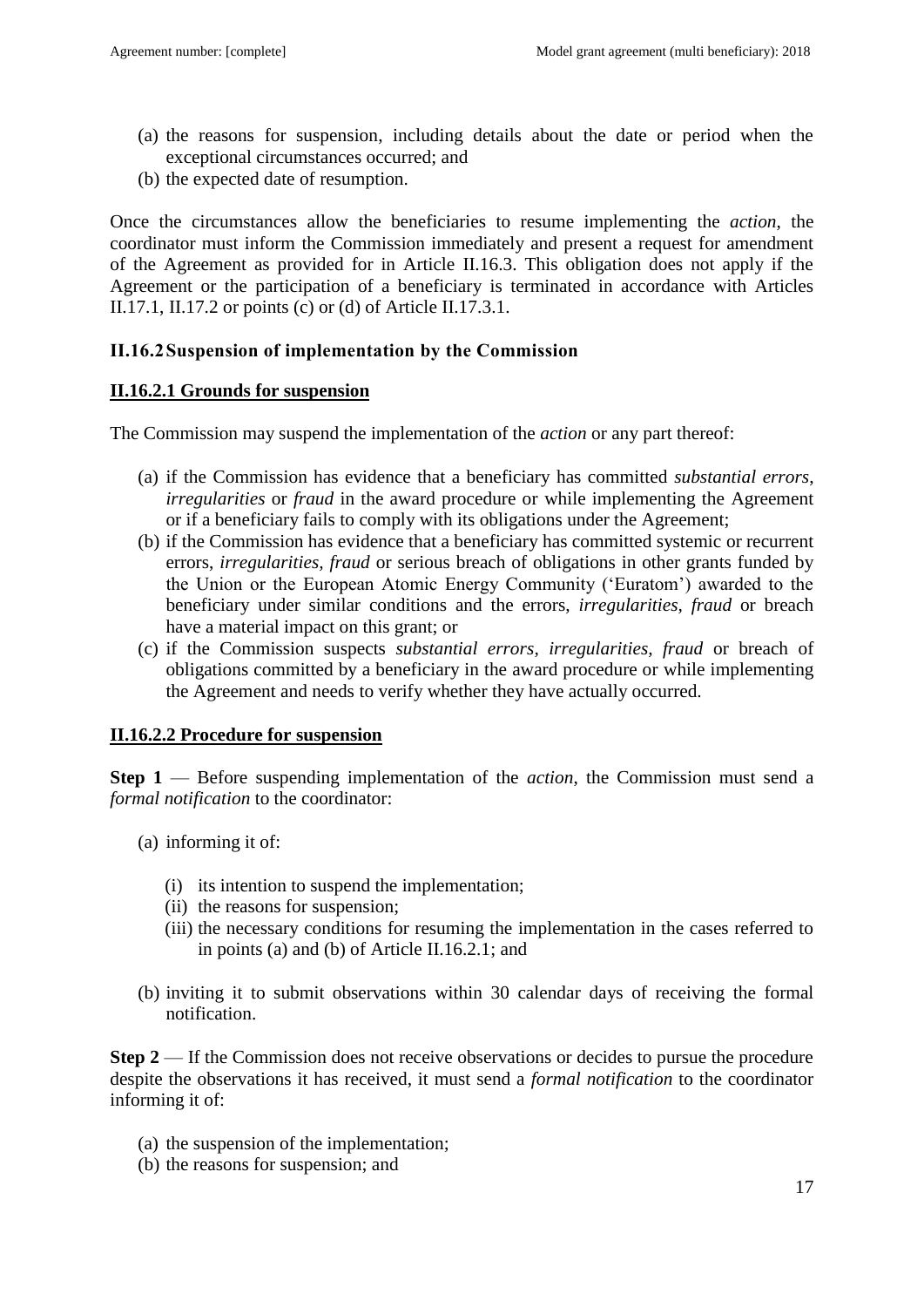(a) the reasons for suspension, including details about the date or period when the exceptional circumstances occurred; and
(b) the expected date of resumption.

Once the circumstances allow the beneficiaries to resume implementing the *action*, the coordinator must inform the Commission immediately and present a request for amendment of the Agreement as provided for in Article II.16.3. This obligation does not apply if the Agreement or the participation of a beneficiary is terminated in accordance with Articles II.17.1, II.17.2 or points (c) or (d) of Article II.17.3.1.

### II.16.2 Suspension of implementation by the Commission

#### II.16.2.1 Grounds for suspension

The Commission may suspend the implementation of the *action* or any part thereof:

(a) if the Commission has evidence that a beneficiary has committed *substantial errors*, *irregularities* or *fraud* in the award procedure or while implementing the Agreement or if a beneficiary fails to comply with its obligations under the Agreement;
(b) if the Commission has evidence that a beneficiary has committed systemic or recurrent errors, *irregularities, fraud* or serious breach of obligations in other grants funded by the Union or the European Atomic Energy Community ('Euratom') awarded to the beneficiary under similar conditions and the errors, *irregularities, fraud* or breach have a material impact on this grant; or
(c) if the Commission suspects *substantial errors*, *irregularities, fraud* or breach of obligations committed by a beneficiary in the award procedure or while implementing the Agreement and needs to verify whether they have actually occurred.

#### II.16.2.2 Procedure for suspension

**Step 1** — Before suspending implementation of the *action*, the Commission must send a *formal notification* to the coordinator:

(a) informing it of:

  (i) its intention to suspend the implementation;
  (ii) the reasons for suspension;
  (iii) the necessary conditions for resuming the implementation in the cases referred to in points (a) and (b) of Article II.16.2.1; and

(b) inviting it to submit observations within 30 calendar days of receiving the formal notification.

**Step 2** — If the Commission does not receive observations or decides to pursue the procedure despite the observations it has received, it must send a *formal notification* to the coordinator informing it of:

(a) the suspension of the implementation;
(b) the reasons for suspension; and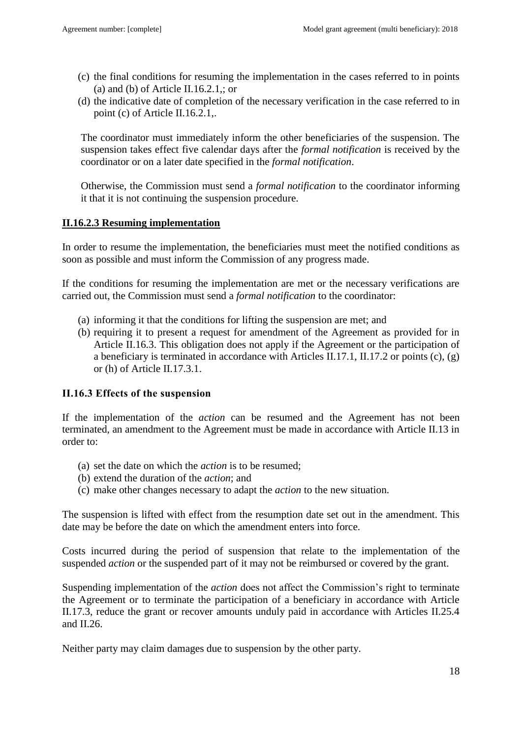(c) the final conditions for resuming the implementation in the cases referred to in points (a) and (b) of Article II.16.2.1,; or

(d) the indicative date of completion of the necessary verification in the case referred to in point (c) of Article II.16.2.1,.

The coordinator must immediately inform the other beneficiaries of the suspension. The suspension takes effect five calendar days after the *formal notification* is received by the coordinator or on a later date specified in the *formal notification*.

Otherwise, the Commission must send a *formal notification* to the coordinator informing it that it is not continuing the suspension procedure.

#### II.16.2.3 Resuming implementation

In order to resume the implementation, the beneficiaries must meet the notified conditions as soon as possible and must inform the Commission of any progress made.

If the conditions for resuming the implementation are met or the necessary verifications are carried out, the Commission must send a *formal notification* to the coordinator:

(a) informing it that the conditions for lifting the suspension are met; and

(b) requiring it to present a request for amendment of the Agreement as provided for in Article II.16.3. This obligation does not apply if the Agreement or the participation of a beneficiary is terminated in accordance with Articles II.17.1, II.17.2 or points (c), (g) or (h) of Article II.17.3.1.

### II.16.3 Effects of the suspension

If the implementation of the *action* can be resumed and the Agreement has not been terminated, an amendment to the Agreement must be made in accordance with Article II.13 in order to:

(a) set the date on which the *action* is to be resumed;

(b) extend the duration of the *action*; and

(c) make other changes necessary to adapt the *action* to the new situation.

The suspension is lifted with effect from the resumption date set out in the amendment. This date may be before the date on which the amendment enters into force.

Costs incurred during the period of suspension that relate to the implementation of the suspended *action* or the suspended part of it may not be reimbursed or covered by the grant.

Suspending implementation of the *action* does not affect the Commission's right to terminate the Agreement or to terminate the participation of a beneficiary in accordance with Article II.17.3, reduce the grant or recover amounts unduly paid in accordance with Articles II.25.4 and II.26.

Neither party may claim damages due to suspension by the other party.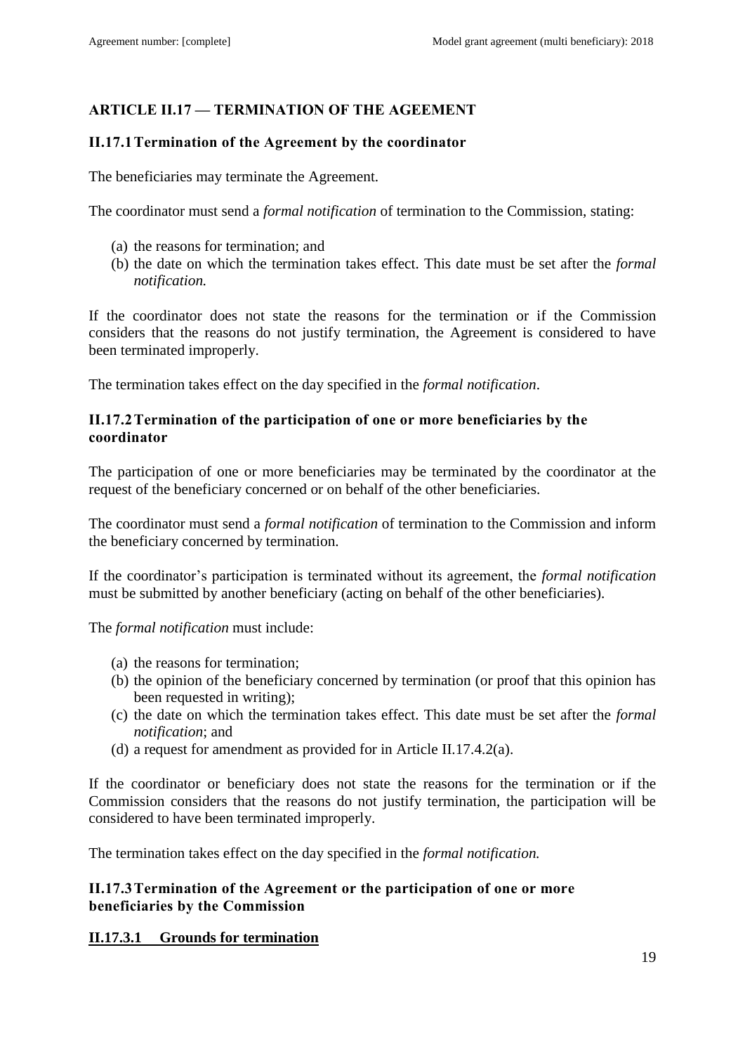## ARTICLE II.17 — TERMINATION OF THE AGEEMENT

### II.17.1 Termination of the Agreement by the coordinator

The beneficiaries may terminate the Agreement.

The coordinator must send a *formal notification* of termination to the Commission, stating:

(a) the reasons for termination; and
(b) the date on which the termination takes effect. This date must be set after the *formal notification.*

If the coordinator does not state the reasons for the termination or if the Commission considers that the reasons do not justify termination, the Agreement is considered to have been terminated improperly.

The termination takes effect on the day specified in the *formal notification*.

### II.17.2 Termination of the participation of one or more beneficiaries by the coordinator

The participation of one or more beneficiaries may be terminated by the coordinator at the request of the beneficiary concerned or on behalf of the other beneficiaries.

The coordinator must send a *formal notification* of termination to the Commission and inform the beneficiary concerned by termination.

If the coordinator's participation is terminated without its agreement, the *formal notification* must be submitted by another beneficiary (acting on behalf of the other beneficiaries).

The *formal notification* must include:

(a) the reasons for termination;
(b) the opinion of the beneficiary concerned by termination (or proof that this opinion has been requested in writing);
(c) the date on which the termination takes effect. This date must be set after the *formal notification*; and
(d) a request for amendment as provided for in Article II.17.4.2(a).

If the coordinator or beneficiary does not state the reasons for the termination or if the Commission considers that the reasons do not justify termination, the participation will be considered to have been terminated improperly.

The termination takes effect on the day specified in the *formal notification.*

### II.17.3 Termination of the Agreement or the participation of one or more beneficiaries by the Commission

#### II.17.3.1 Grounds for termination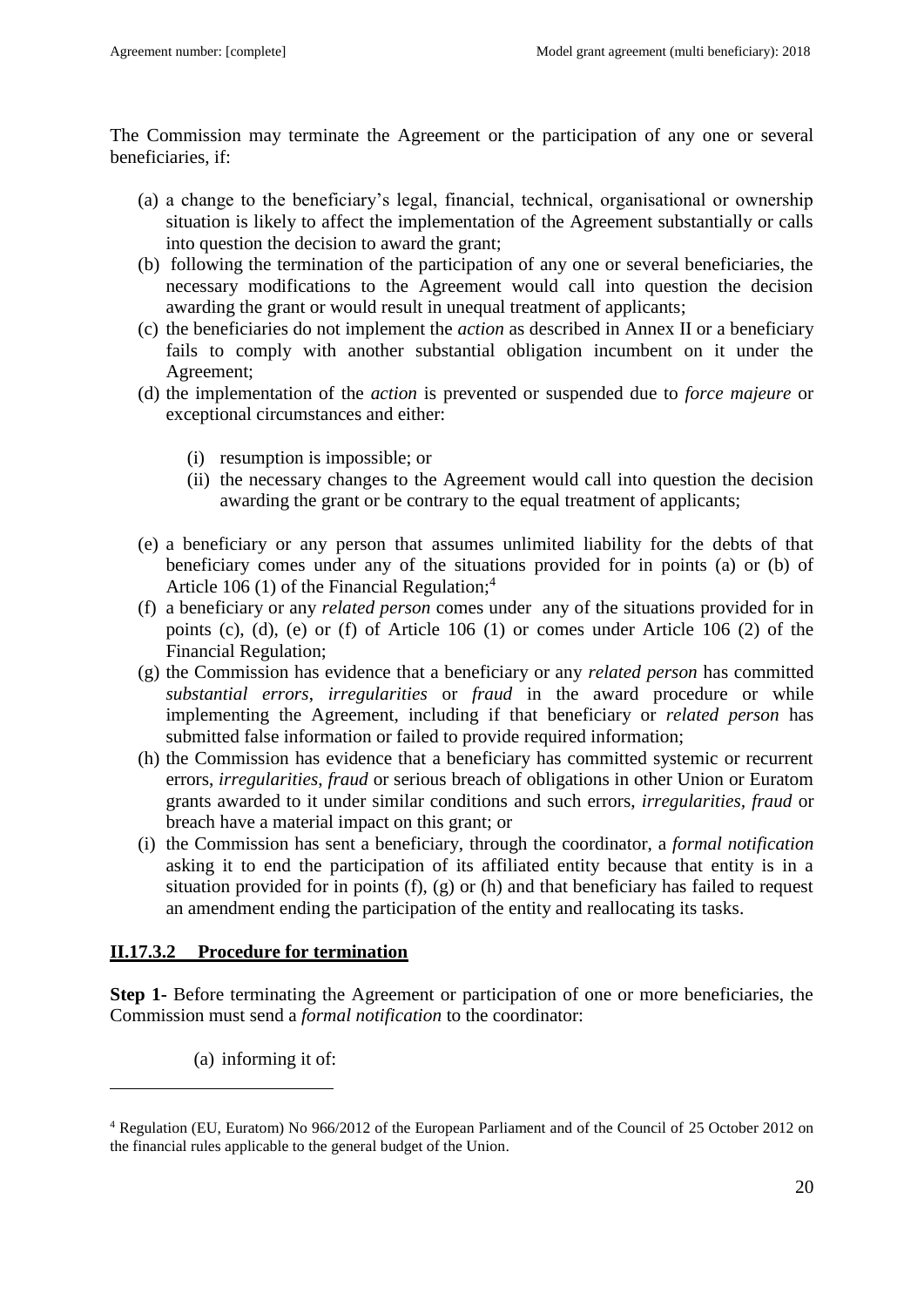The Commission may terminate the Agreement or the participation of any one or several beneficiaries, if:

(a) a change to the beneficiary's legal, financial, technical, organisational or ownership situation is likely to affect the implementation of the Agreement substantially or calls into question the decision to award the grant;
(b) following the termination of the participation of any one or several beneficiaries, the necessary modifications to the Agreement would call into question the decision awarding the grant or would result in unequal treatment of applicants;
(c) the beneficiaries do not implement the *action* as described in Annex II or a beneficiary fails to comply with another substantial obligation incumbent on it under the Agreement;
(d) the implementation of the *action* is prevented or suspended due to *force majeure* or exceptional circumstances and either:

    (i) resumption is impossible; or
    (ii) the necessary changes to the Agreement would call into question the decision awarding the grant or be contrary to the equal treatment of applicants;

(e) a beneficiary or any person that assumes unlimited liability for the debts of that beneficiary comes under any of the situations provided for in points (a) or (b) of Article 106 (1) of the Financial Regulation;[4]
(f) a beneficiary or any *related person* comes under any of the situations provided for in points (c), (d), (e) or (f) of Article 106 (1) or comes under Article 106 (2) of the Financial Regulation;
(g) the Commission has evidence that a beneficiary or any *related person* has committed *substantial errors*, *irregularities* or *fraud* in the award procedure or while implementing the Agreement, including if that beneficiary or *related person* has submitted false information or failed to provide required information;
(h) the Commission has evidence that a beneficiary has committed systemic or recurrent errors, *irregularities*, *fraud* or serious breach of obligations in other Union or Euratom grants awarded to it under similar conditions and such errors, *irregularities, fraud* or breach have a material impact on this grant; or
(i) the Commission has sent a beneficiary, through the coordinator, a *formal notification* asking it to end the participation of its affiliated entity because that entity is in a situation provided for in points (f), (g) or (h) and that beneficiary has failed to request an amendment ending the participation of the entity and reallocating its tasks.

**II.17.3.2 Procedure for termination**

**Step 1-** Before terminating the Agreement or participation of one or more beneficiaries, the Commission must send a *formal notification* to the coordinator:

(a) informing it of:

[4] Regulation (EU, Euratom) No 966/2012 of the European Parliament and of the Council of 25 October 2012 on the financial rules applicable to the general budget of the Union.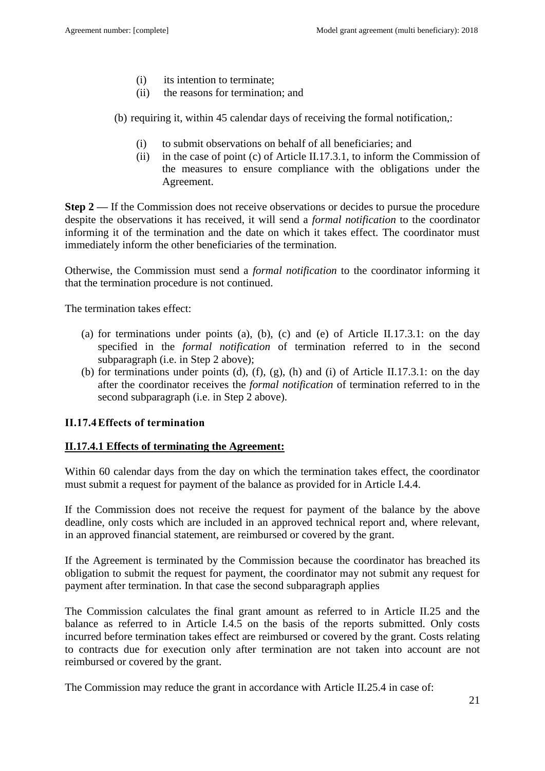(i) its intention to terminate;
   (ii) the reasons for termination; and

(b) requiring it, within 45 calendar days of receiving the formal notification,:

   (i) to submit observations on behalf of all beneficiaries; and
   (ii) in the case of point (c) of Article II.17.3.1, to inform the Commission of the measures to ensure compliance with the obligations under the Agreement.

**Step 2 —** If the Commission does not receive observations or decides to pursue the procedure despite the observations it has received, it will send a *formal notification* to the coordinator informing it of the termination and the date on which it takes effect. The coordinator must immediately inform the other beneficiaries of the termination.

Otherwise, the Commission must send a *formal notification* to the coordinator informing it that the termination procedure is not continued.

The termination takes effect:

(a) for terminations under points (a), (b), (c) and (e) of Article II.17.3.1: on the day specified in the *formal notification* of termination referred to in the second subparagraph (i.e. in Step 2 above);
(b) for terminations under points (d), (f), (g), (h) and (i) of Article II.17.3.1: on the day after the coordinator receives the *formal notification* of termination referred to in the second subparagraph (i.e. in Step 2 above).

### II.17.4 Effects of termination

#### II.17.4.1 Effects of terminating the Agreement:

Within 60 calendar days from the day on which the termination takes effect, the coordinator must submit a request for payment of the balance as provided for in Article I.4.4.

If the Commission does not receive the request for payment of the balance by the above deadline, only costs which are included in an approved technical report and, where relevant, in an approved financial statement, are reimbursed or covered by the grant.

If the Agreement is terminated by the Commission because the coordinator has breached its obligation to submit the request for payment, the coordinator may not submit any request for payment after termination. In that case the second subparagraph applies

The Commission calculates the final grant amount as referred to in Article II.25 and the balance as referred to in Article I.4.5 on the basis of the reports submitted. Only costs incurred before termination takes effect are reimbursed or covered by the grant. Costs relating to contracts due for execution only after termination are not taken into account are not reimbursed or covered by the grant.

The Commission may reduce the grant in accordance with Article II.25.4 in case of: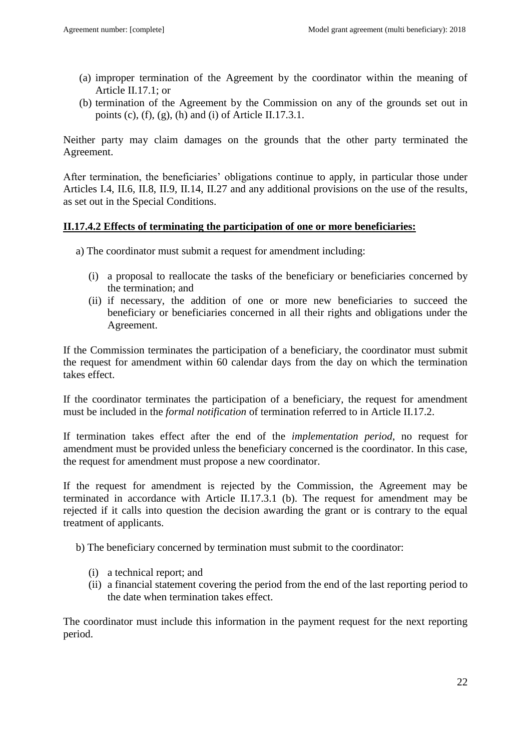(a) improper termination of the Agreement by the coordinator within the meaning of Article II.17.1; or
(b) termination of the Agreement by the Commission on any of the grounds set out in points (c), (f), (g), (h) and (i) of Article II.17.3.1.

Neither party may claim damages on the grounds that the other party terminated the Agreement.

After termination, the beneficiaries' obligations continue to apply, in particular those under Articles I.4, II.6, II.8, II.9, II.14, II.27 and any additional provisions on the use of the results, as set out in the Special Conditions.

**II.17.4.2 Effects of terminating the participation of one or more beneficiaries:**

a) The coordinator must submit a request for amendment including:

(i) a proposal to reallocate the tasks of the beneficiary or beneficiaries concerned by the termination; and
(ii) if necessary, the addition of one or more new beneficiaries to succeed the beneficiary or beneficiaries concerned in all their rights and obligations under the Agreement.

If the Commission terminates the participation of a beneficiary, the coordinator must submit the request for amendment within 60 calendar days from the day on which the termination takes effect.

If the coordinator terminates the participation of a beneficiary, the request for amendment must be included in the *formal notification* of termination referred to in Article II.17.2.

If termination takes effect after the end of the *implementation period*, no request for amendment must be provided unless the beneficiary concerned is the coordinator. In this case, the request for amendment must propose a new coordinator.

If the request for amendment is rejected by the Commission, the Agreement may be terminated in accordance with Article II.17.3.1 (b). The request for amendment may be rejected if it calls into question the decision awarding the grant or is contrary to the equal treatment of applicants.

b) The beneficiary concerned by termination must submit to the coordinator:

(i) a technical report; and
(ii) a financial statement covering the period from the end of the last reporting period to the date when termination takes effect.

The coordinator must include this information in the payment request for the next reporting period.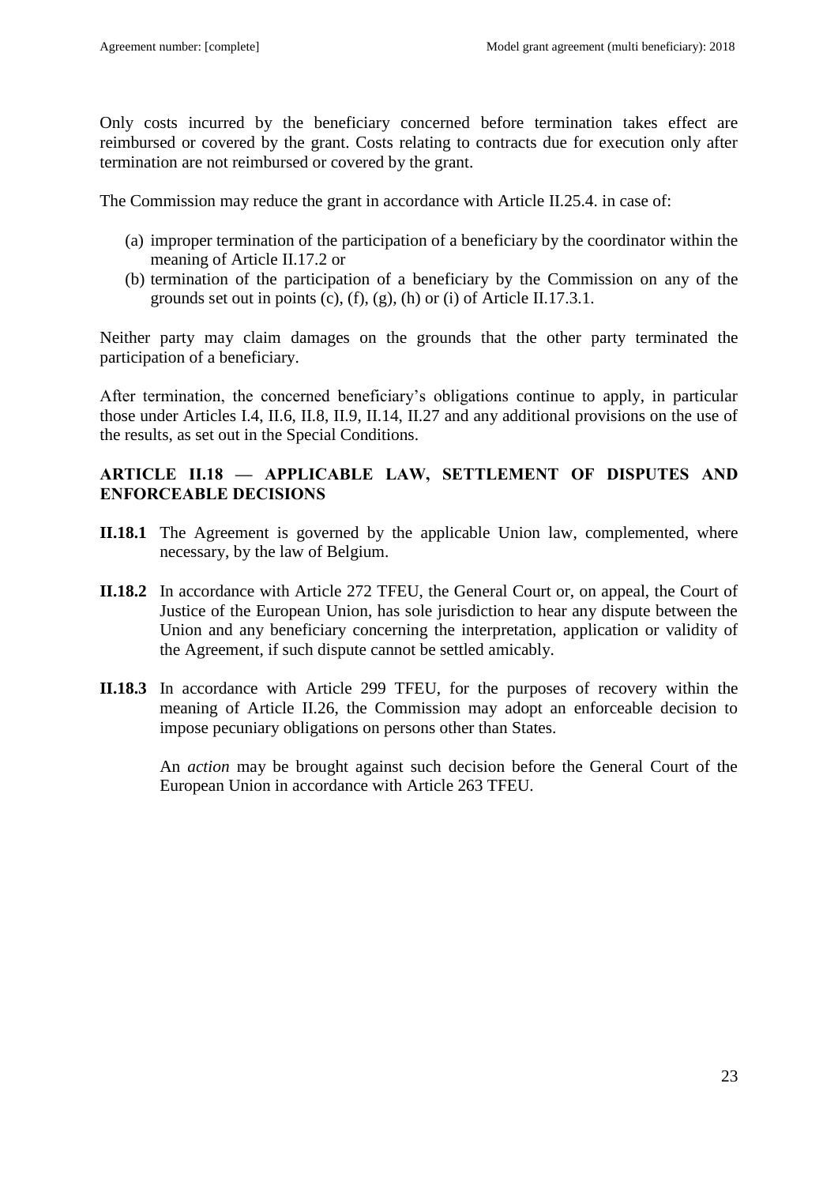Only costs incurred by the beneficiary concerned before termination takes effect are reimbursed or covered by the grant. Costs relating to contracts due for execution only after termination are not reimbursed or covered by the grant.

The Commission may reduce the grant in accordance with Article II.25.4. in case of:

(a) improper termination of the participation of a beneficiary by the coordinator within the meaning of Article II.17.2 or
(b) termination of the participation of a beneficiary by the Commission on any of the grounds set out in points (c), (f), (g), (h) or (i) of Article II.17.3.1.

Neither party may claim damages on the grounds that the other party terminated the participation of a beneficiary.

After termination, the concerned beneficiary's obligations continue to apply, in particular those under Articles I.4, II.6, II.8, II.9, II.14, II.27 and any additional provisions on the use of the results, as set out in the Special Conditions.

## ARTICLE II.18 — APPLICABLE LAW, SETTLEMENT OF DISPUTES AND ENFORCEABLE DECISIONS

**II.18.1** The Agreement is governed by the applicable Union law, complemented, where necessary, by the law of Belgium.

**II.18.2** In accordance with Article 272 TFEU, the General Court or, on appeal, the Court of Justice of the European Union, has sole jurisdiction to hear any dispute between the Union and any beneficiary concerning the interpretation, application or validity of the Agreement, if such dispute cannot be settled amicably.

**II.18.3** In accordance with Article 299 TFEU, for the purposes of recovery within the meaning of Article II.26, the Commission may adopt an enforceable decision to impose pecuniary obligations on persons other than States.

An *action* may be brought against such decision before the General Court of the European Union in accordance with Article 263 TFEU.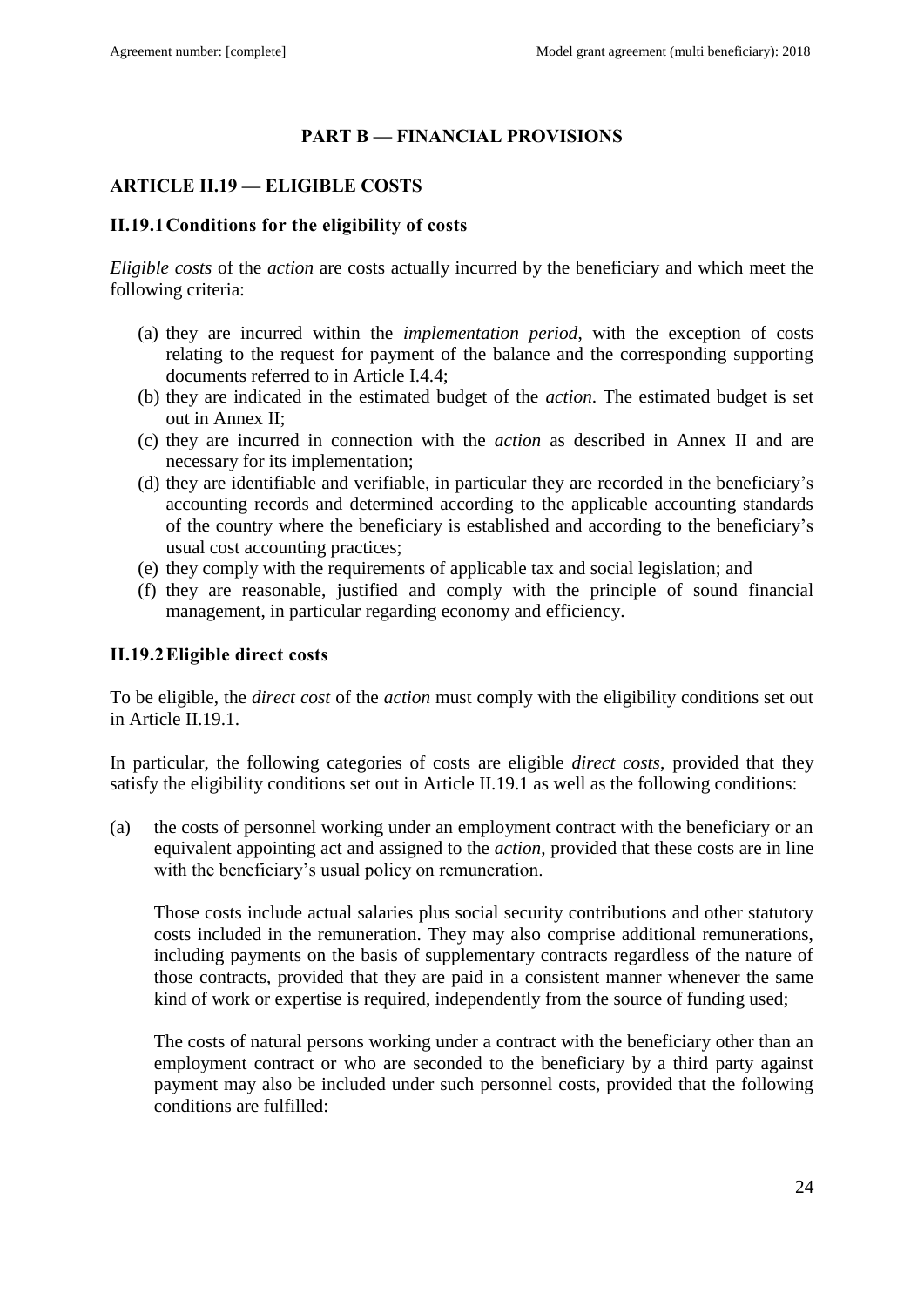## PART B — FINANCIAL PROVISIONS

### ARTICLE II.19 — ELIGIBLE COSTS

#### II.19.1 Conditions for the eligibility of costs

*Eligible costs* of the *action* are costs actually incurred by the beneficiary and which meet the following criteria:

(a) they are incurred within the *implementation period*, with the exception of costs relating to the request for payment of the balance and the corresponding supporting documents referred to in Article I.4.4;
(b) they are indicated in the estimated budget of the *action*. The estimated budget is set out in Annex II;
(c) they are incurred in connection with the *action* as described in Annex II and are necessary for its implementation;
(d) they are identifiable and verifiable, in particular they are recorded in the beneficiary's accounting records and determined according to the applicable accounting standards of the country where the beneficiary is established and according to the beneficiary's usual cost accounting practices;
(e) they comply with the requirements of applicable tax and social legislation; and
(f) they are reasonable, justified and comply with the principle of sound financial management, in particular regarding economy and efficiency.

#### II.19.2 Eligible direct costs

To be eligible, the *direct cost* of the *action* must comply with the eligibility conditions set out in Article II.19.1.

In particular, the following categories of costs are eligible *direct costs*, provided that they satisfy the eligibility conditions set out in Article II.19.1 as well as the following conditions:

(a) the costs of personnel working under an employment contract with the beneficiary or an equivalent appointing act and assigned to the *action*, provided that these costs are in line with the beneficiary's usual policy on remuneration.

Those costs include actual salaries plus social security contributions and other statutory costs included in the remuneration. They may also comprise additional remunerations, including payments on the basis of supplementary contracts regardless of the nature of those contracts, provided that they are paid in a consistent manner whenever the same kind of work or expertise is required, independently from the source of funding used;

The costs of natural persons working under a contract with the beneficiary other than an employment contract or who are seconded to the beneficiary by a third party against payment may also be included under such personnel costs, provided that the following conditions are fulfilled: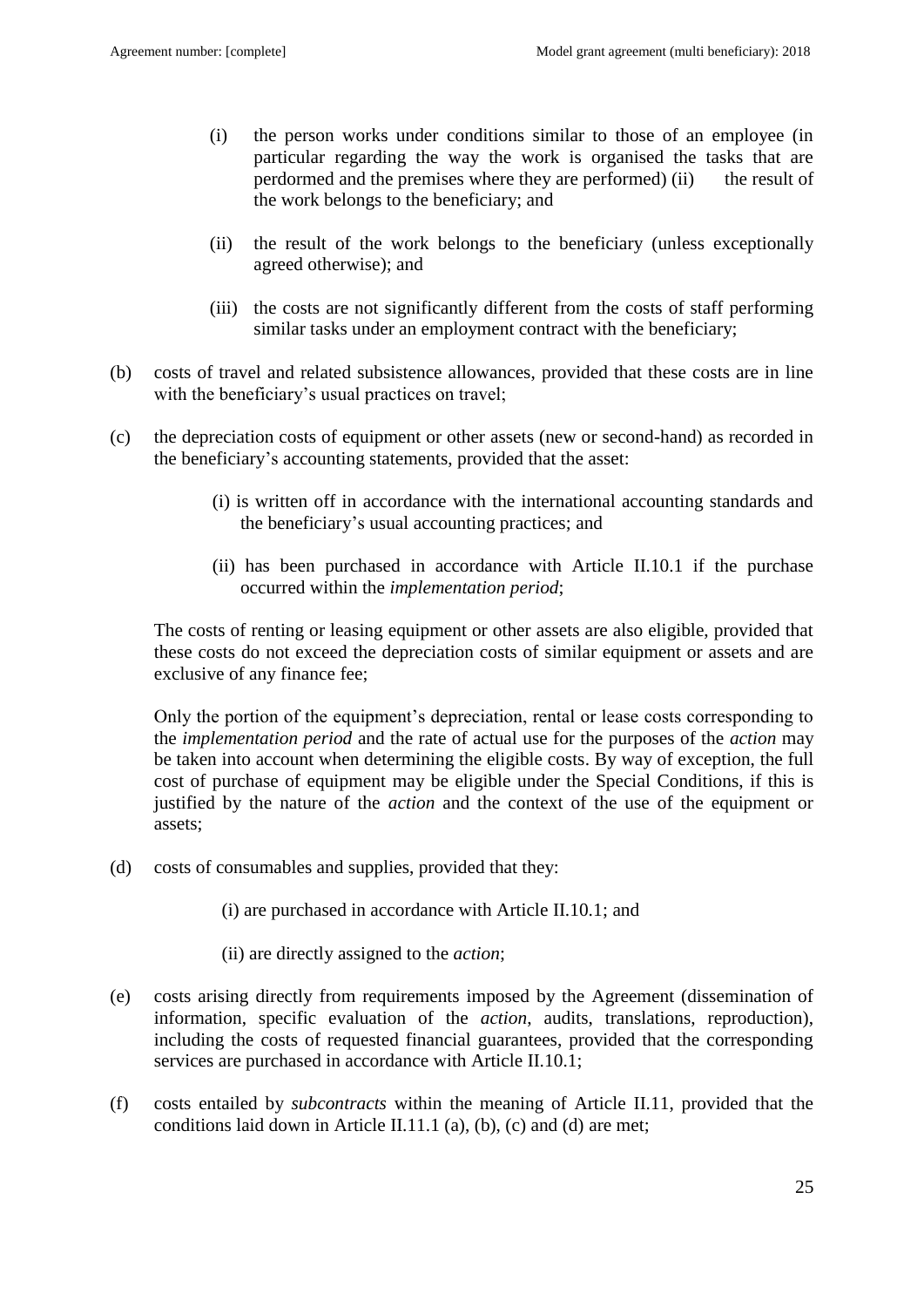(i) the person works under conditions similar to those of an employee (in particular regarding the way the work is organised the tasks that are perdormed and the premises where they are performed) (ii) the result of the work belongs to the beneficiary; and

(ii) the result of the work belongs to the beneficiary (unless exceptionally agreed otherwise); and

(iii) the costs are not significantly different from the costs of staff performing similar tasks under an employment contract with the beneficiary;

(b) costs of travel and related subsistence allowances, provided that these costs are in line with the beneficiary's usual practices on travel;

(c) the depreciation costs of equipment or other assets (new or second-hand) as recorded in the beneficiary's accounting statements, provided that the asset:

(i) is written off in accordance with the international accounting standards and the beneficiary's usual accounting practices; and

(ii) has been purchased in accordance with Article II.10.1 if the purchase occurred within the *implementation period*;

The costs of renting or leasing equipment or other assets are also eligible, provided that these costs do not exceed the depreciation costs of similar equipment or assets and are exclusive of any finance fee;

Only the portion of the equipment's depreciation, rental or lease costs corresponding to the *implementation period* and the rate of actual use for the purposes of the *action* may be taken into account when determining the eligible costs. By way of exception, the full cost of purchase of equipment may be eligible under the Special Conditions, if this is justified by the nature of the *action* and the context of the use of the equipment or assets;

(d) costs of consumables and supplies, provided that they:

(i) are purchased in accordance with Article II.10.1; and

(ii) are directly assigned to the *action*;

(e) costs arising directly from requirements imposed by the Agreement (dissemination of information, specific evaluation of the *action*, audits, translations, reproduction), including the costs of requested financial guarantees, provided that the corresponding services are purchased in accordance with Article II.10.1;

(f) costs entailed by *subcontracts* within the meaning of Article II.11, provided that the conditions laid down in Article II.11.1 (a), (b), (c) and (d) are met;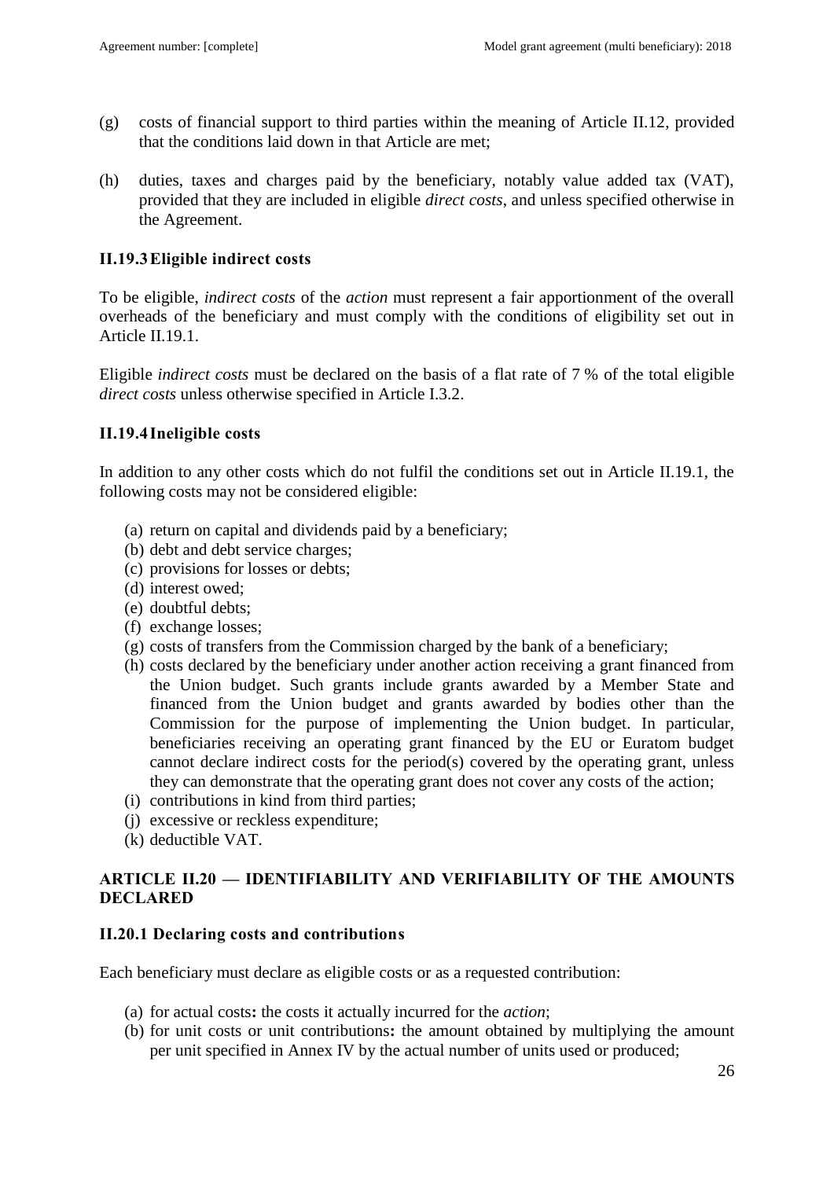(g) costs of financial support to third parties within the meaning of Article II.12, provided that the conditions laid down in that Article are met;

(h) duties, taxes and charges paid by the beneficiary, notably value added tax (VAT), provided that they are included in eligible *direct costs*, and unless specified otherwise in the Agreement.

### II.19.3 Eligible indirect costs

To be eligible, *indirect costs* of the *action* must represent a fair apportionment of the overall overheads of the beneficiary and must comply with the conditions of eligibility set out in Article II.19.1.

Eligible *indirect costs* must be declared on the basis of a flat rate of 7 % of the total eligible *direct costs* unless otherwise specified in Article I.3.2.

### II.19.4 Ineligible costs

In addition to any other costs which do not fulfil the conditions set out in Article II.19.1, the following costs may not be considered eligible:

(a) return on capital and dividends paid by a beneficiary;
(b) debt and debt service charges;
(c) provisions for losses or debts;
(d) interest owed;
(e) doubtful debts;
(f) exchange losses;
(g) costs of transfers from the Commission charged by the bank of a beneficiary;
(h) costs declared by the beneficiary under another action receiving a grant financed from the Union budget. Such grants include grants awarded by a Member State and financed from the Union budget and grants awarded by bodies other than the Commission for the purpose of implementing the Union budget. In particular, beneficiaries receiving an operating grant financed by the EU or Euratom budget cannot declare indirect costs for the period(s) covered by the operating grant, unless they can demonstrate that the operating grant does not cover any costs of the action;
(i) contributions in kind from third parties;
(j) excessive or reckless expenditure;
(k) deductible VAT.

## ARTICLE II.20 — IDENTIFIABILITY AND VERIFIABILITY OF THE AMOUNTS DECLARED

### II.20.1 Declaring costs and contributions

Each beneficiary must declare as eligible costs or as a requested contribution:

(a) for actual costs**:** the costs it actually incurred for the *action*;
(b) for unit costs or unit contributions**:** the amount obtained by multiplying the amount per unit specified in Annex IV by the actual number of units used or produced;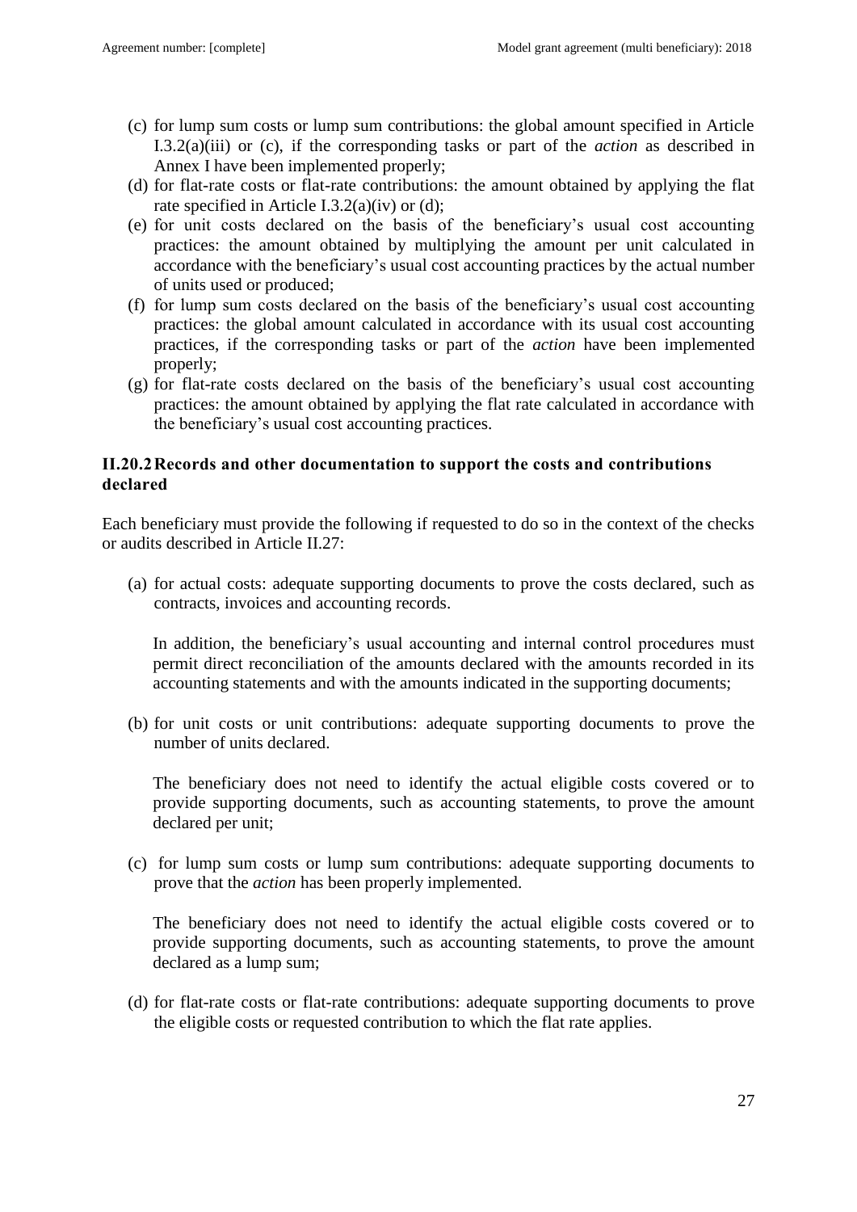(c) for lump sum costs or lump sum contributions: the global amount specified in Article I.3.2(a)(iii) or (c), if the corresponding tasks or part of the *action* as described in Annex I have been implemented properly;

(d) for flat-rate costs or flat-rate contributions: the amount obtained by applying the flat rate specified in Article I.3.2(a)(iv) or (d);

(e) for unit costs declared on the basis of the beneficiary's usual cost accounting practices: the amount obtained by multiplying the amount per unit calculated in accordance with the beneficiary's usual cost accounting practices by the actual number of units used or produced;

(f) for lump sum costs declared on the basis of the beneficiary's usual cost accounting practices: the global amount calculated in accordance with its usual cost accounting practices, if the corresponding tasks or part of the *action* have been implemented properly;

(g) for flat-rate costs declared on the basis of the beneficiary's usual cost accounting practices: the amount obtained by applying the flat rate calculated in accordance with the beneficiary's usual cost accounting practices.

### II.20.2 Records and other documentation to support the costs and contributions declared

Each beneficiary must provide the following if requested to do so in the context of the checks or audits described in Article II.27:

(a) for actual costs: adequate supporting documents to prove the costs declared, such as contracts, invoices and accounting records.

In addition, the beneficiary's usual accounting and internal control procedures must permit direct reconciliation of the amounts declared with the amounts recorded in its accounting statements and with the amounts indicated in the supporting documents;

(b) for unit costs or unit contributions: adequate supporting documents to prove the number of units declared.

The beneficiary does not need to identify the actual eligible costs covered or to provide supporting documents, such as accounting statements, to prove the amount declared per unit;

(c) for lump sum costs or lump sum contributions: adequate supporting documents to prove that the *action* has been properly implemented.

The beneficiary does not need to identify the actual eligible costs covered or to provide supporting documents, such as accounting statements, to prove the amount declared as a lump sum;

(d) for flat-rate costs or flat-rate contributions: adequate supporting documents to prove the eligible costs or requested contribution to which the flat rate applies.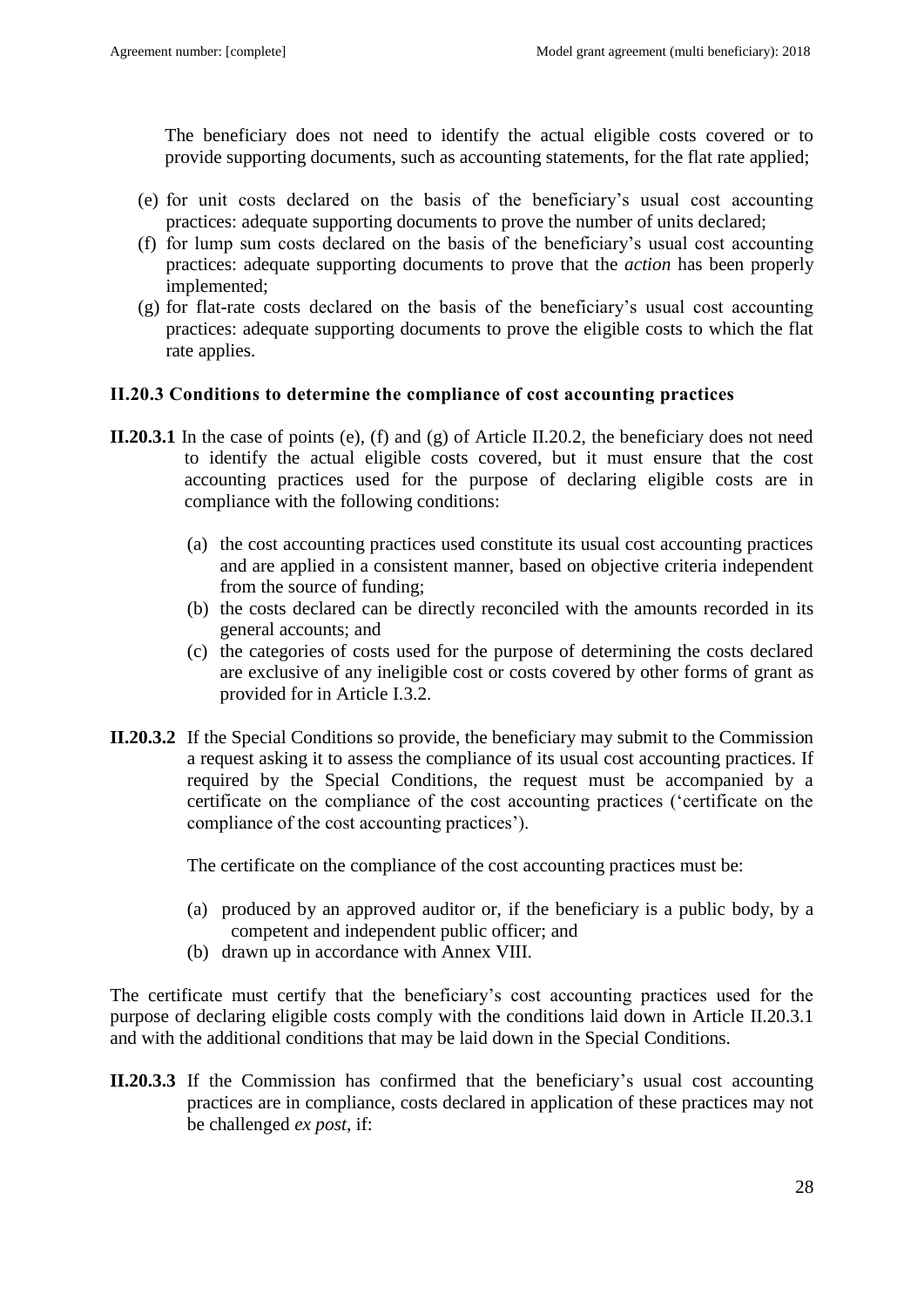The beneficiary does not need to identify the actual eligible costs covered or to provide supporting documents, such as accounting statements, for the flat rate applied;

(e) for unit costs declared on the basis of the beneficiary's usual cost accounting practices: adequate supporting documents to prove the number of units declared;

(f) for lump sum costs declared on the basis of the beneficiary's usual cost accounting practices: adequate supporting documents to prove that the *action* has been properly implemented;

(g) for flat-rate costs declared on the basis of the beneficiary's usual cost accounting practices: adequate supporting documents to prove the eligible costs to which the flat rate applies.

### II.20.3 Conditions to determine the compliance of cost accounting practices

**II.20.3.1** In the case of points (e), (f) and (g) of Article II.20.2, the beneficiary does not need to identify the actual eligible costs covered, but it must ensure that the cost accounting practices used for the purpose of declaring eligible costs are in compliance with the following conditions:

(a) the cost accounting practices used constitute its usual cost accounting practices and are applied in a consistent manner, based on objective criteria independent from the source of funding;

(b) the costs declared can be directly reconciled with the amounts recorded in its general accounts; and

(c) the categories of costs used for the purpose of determining the costs declared are exclusive of any ineligible cost or costs covered by other forms of grant as provided for in Article I.3.2.

**II.20.3.2** If the Special Conditions so provide, the beneficiary may submit to the Commission a request asking it to assess the compliance of its usual cost accounting practices. If required by the Special Conditions, the request must be accompanied by a certificate on the compliance of the cost accounting practices ('certificate on the compliance of the cost accounting practices').

The certificate on the compliance of the cost accounting practices must be:

(a) produced by an approved auditor or, if the beneficiary is a public body, by a competent and independent public officer; and

(b) drawn up in accordance with Annex VIII.

The certificate must certify that the beneficiary's cost accounting practices used for the purpose of declaring eligible costs comply with the conditions laid down in Article II.20.3.1 and with the additional conditions that may be laid down in the Special Conditions.

**II.20.3.3** If the Commission has confirmed that the beneficiary's usual cost accounting practices are in compliance, costs declared in application of these practices may not be challenged *ex post*, if: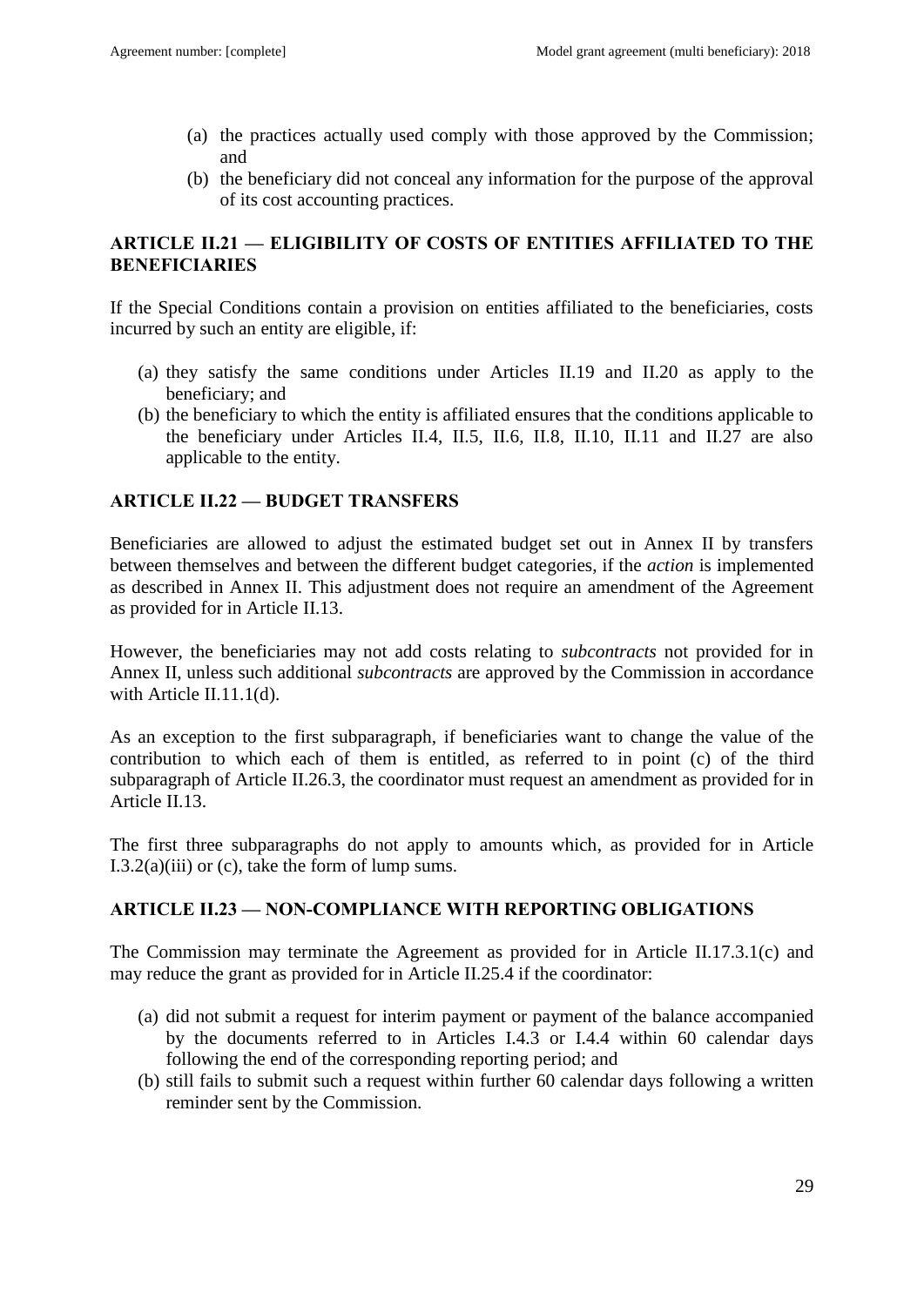(a) the practices actually used comply with those approved by the Commission; and
(b) the beneficiary did not conceal any information for the purpose of the approval of its cost accounting practices.

## ARTICLE II.21 — ELIGIBILITY OF COSTS OF ENTITIES AFFILIATED TO THE BENEFICIARIES

If the Special Conditions contain a provision on entities affiliated to the beneficiaries, costs incurred by such an entity are eligible, if:

(a) they satisfy the same conditions under Articles II.19 and II.20 as apply to the beneficiary; and
(b) the beneficiary to which the entity is affiliated ensures that the conditions applicable to the beneficiary under Articles II.4, II.5, II.6, II.8, II.10, II.11 and II.27 are also applicable to the entity.

## ARTICLE II.22 — BUDGET TRANSFERS

Beneficiaries are allowed to adjust the estimated budget set out in Annex II by transfers between themselves and between the different budget categories, if the *action* is implemented as described in Annex II. This adjustment does not require an amendment of the Agreement as provided for in Article II.13.

However, the beneficiaries may not add costs relating to *subcontracts* not provided for in Annex II, unless such additional *subcontracts* are approved by the Commission in accordance with Article II.11.1(d).

As an exception to the first subparagraph, if beneficiaries want to change the value of the contribution to which each of them is entitled, as referred to in point (c) of the third subparagraph of Article II.26.3, the coordinator must request an amendment as provided for in Article II.13.

The first three subparagraphs do not apply to amounts which, as provided for in Article I.3.2(a)(iii) or (c), take the form of lump sums.

## ARTICLE II.23 — NON-COMPLIANCE WITH REPORTING OBLIGATIONS

The Commission may terminate the Agreement as provided for in Article II.17.3.1(c) and may reduce the grant as provided for in Article II.25.4 if the coordinator:

(a) did not submit a request for interim payment or payment of the balance accompanied by the documents referred to in Articles I.4.3 or I.4.4 within 60 calendar days following the end of the corresponding reporting period; and
(b) still fails to submit such a request within further 60 calendar days following a written reminder sent by the Commission.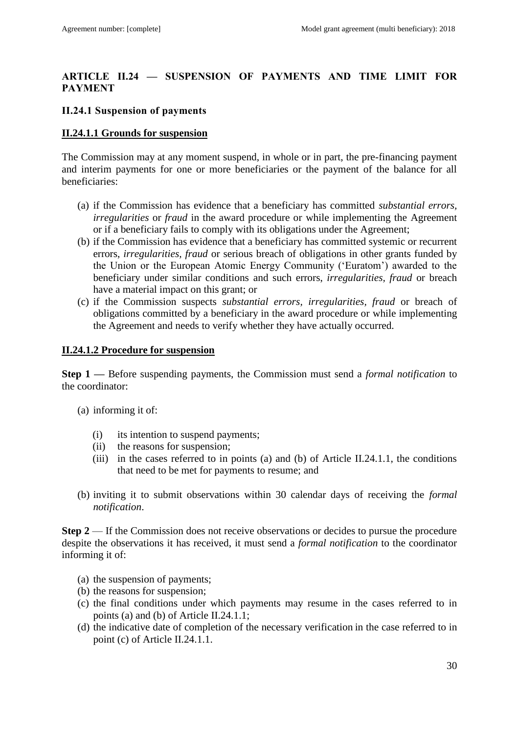## ARTICLE II.24 — SUSPENSION OF PAYMENTS AND TIME LIMIT FOR PAYMENT

### II.24.1 Suspension of payments

#### II.24.1.1 Grounds for suspension

The Commission may at any moment suspend, in whole or in part, the pre-financing payment and interim payments for one or more beneficiaries or the payment of the balance for all beneficiaries:

(a) if the Commission has evidence that a beneficiary has committed *substantial errors*, *irregularities* or *fraud* in the award procedure or while implementing the Agreement or if a beneficiary fails to comply with its obligations under the Agreement;

(b) if the Commission has evidence that a beneficiary has committed systemic or recurrent errors, *irregularities, fraud* or serious breach of obligations in other grants funded by the Union or the European Atomic Energy Community ('Euratom') awarded to the beneficiary under similar conditions and such errors, *irregularities*, *fraud* or breach have a material impact on this grant; or

(c) if the Commission suspects *substantial errors*, *irregularities*, *fraud* or breach of obligations committed by a beneficiary in the award procedure or while implementing the Agreement and needs to verify whether they have actually occurred.

#### II.24.1.2 Procedure for suspension

**Step 1 —** Before suspending payments, the Commission must send a *formal notification* to the coordinator:

(a) informing it of:

   (i) its intention to suspend payments;
   
   (ii) the reasons for suspension;
   
   (iii) in the cases referred to in points (a) and (b) of Article II.24.1.1, the conditions that need to be met for payments to resume; and

(b) inviting it to submit observations within 30 calendar days of receiving the *formal notification*.

**Step 2** — If the Commission does not receive observations or decides to pursue the procedure despite the observations it has received, it must send a *formal notification* to the coordinator informing it of:

(a) the suspension of payments;

(b) the reasons for suspension;

(c) the final conditions under which payments may resume in the cases referred to in points (a) and (b) of Article II.24.1.1;

(d) the indicative date of completion of the necessary verification in the case referred to in point (c) of Article II.24.1.1.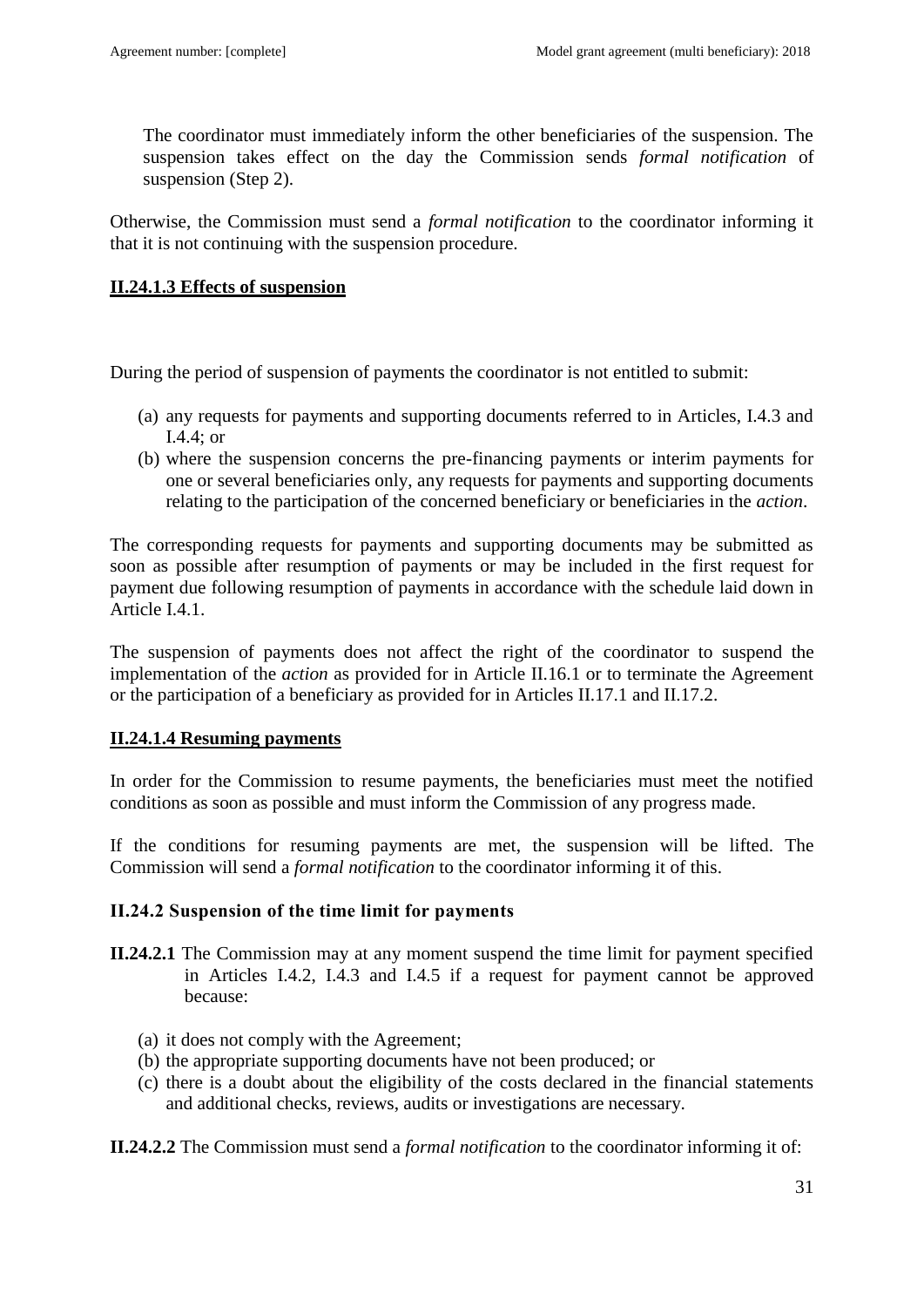The coordinator must immediately inform the other beneficiaries of the suspension. The suspension takes effect on the day the Commission sends *formal notification* of suspension (Step 2).

Otherwise, the Commission must send a *formal notification* to the coordinator informing it that it is not continuing with the suspension procedure.

#### **II.24.1.3 Effects of suspension**

During the period of suspension of payments the coordinator is not entitled to submit:

(a) any requests for payments and supporting documents referred to in Articles, I.4.3 and I.4.4; or
(b) where the suspension concerns the pre-financing payments or interim payments for one or several beneficiaries only, any requests for payments and supporting documents relating to the participation of the concerned beneficiary or beneficiaries in the *action*.

The corresponding requests for payments and supporting documents may be submitted as soon as possible after resumption of payments or may be included in the first request for payment due following resumption of payments in accordance with the schedule laid down in Article I.4.1.

The suspension of payments does not affect the right of the coordinator to suspend the implementation of the *action* as provided for in Article II.16.1 or to terminate the Agreement or the participation of a beneficiary as provided for in Articles II.17.1 and II.17.2.

#### **II.24.1.4 Resuming payments**

In order for the Commission to resume payments, the beneficiaries must meet the notified conditions as soon as possible and must inform the Commission of any progress made.

If the conditions for resuming payments are met, the suspension will be lifted. The Commission will send a *formal notification* to the coordinator informing it of this.

### **II.24.2 Suspension of the time limit for payments**

**II.24.2.1** The Commission may at any moment suspend the time limit for payment specified in Articles I.4.2, I.4.3 and I.4.5 if a request for payment cannot be approved because:

(a) it does not comply with the Agreement;
(b) the appropriate supporting documents have not been produced; or
(c) there is a doubt about the eligibility of the costs declared in the financial statements and additional checks, reviews, audits or investigations are necessary.

**II.24.2.2** The Commission must send a *formal notification* to the coordinator informing it of: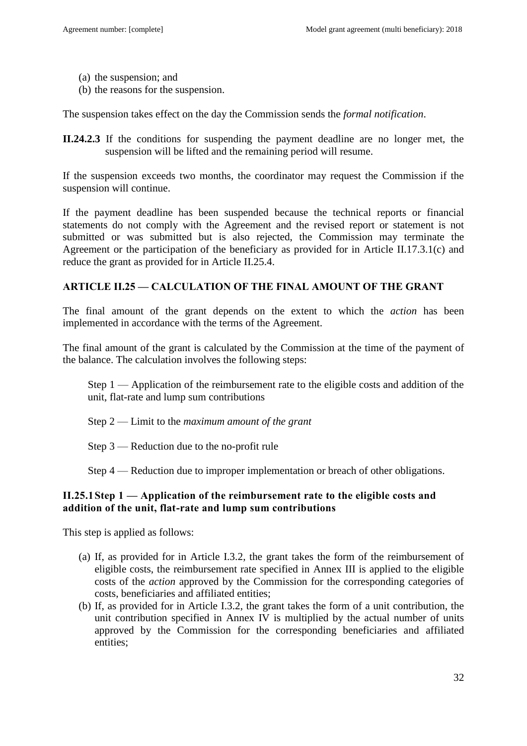(a) the suspension; and
(b) the reasons for the suspension.

The suspension takes effect on the day the Commission sends the *formal notification*.

**II.24.2.3** If the conditions for suspending the payment deadline are no longer met, the suspension will be lifted and the remaining period will resume.

If the suspension exceeds two months, the coordinator may request the Commission if the suspension will continue.

If the payment deadline has been suspended because the technical reports or financial statements do not comply with the Agreement and the revised report or statement is not submitted or was submitted but is also rejected, the Commission may terminate the Agreement or the participation of the beneficiary as provided for in Article II.17.3.1(c) and reduce the grant as provided for in Article II.25.4.

## ARTICLE II.25 — CALCULATION OF THE FINAL AMOUNT OF THE GRANT

The final amount of the grant depends on the extent to which the *action* has been implemented in accordance with the terms of the Agreement.

The final amount of the grant is calculated by the Commission at the time of the payment of the balance. The calculation involves the following steps:

Step 1 — Application of the reimbursement rate to the eligible costs and addition of the unit, flat-rate and lump sum contributions

Step 2 — Limit to the *maximum amount of the grant*

Step 3 — Reduction due to the no-profit rule

Step 4 — Reduction due to improper implementation or breach of other obligations.

### II.25.1 Step 1 — Application of the reimbursement rate to the eligible costs and addition of the unit, flat-rate and lump sum contributions

This step is applied as follows:

(a) If, as provided for in Article I.3.2, the grant takes the form of the reimbursement of eligible costs, the reimbursement rate specified in Annex III is applied to the eligible costs of the *action* approved by the Commission for the corresponding categories of costs, beneficiaries and affiliated entities;
(b) If, as provided for in Article I.3.2, the grant takes the form of a unit contribution, the unit contribution specified in Annex IV is multiplied by the actual number of units approved by the Commission for the corresponding beneficiaries and affiliated entities;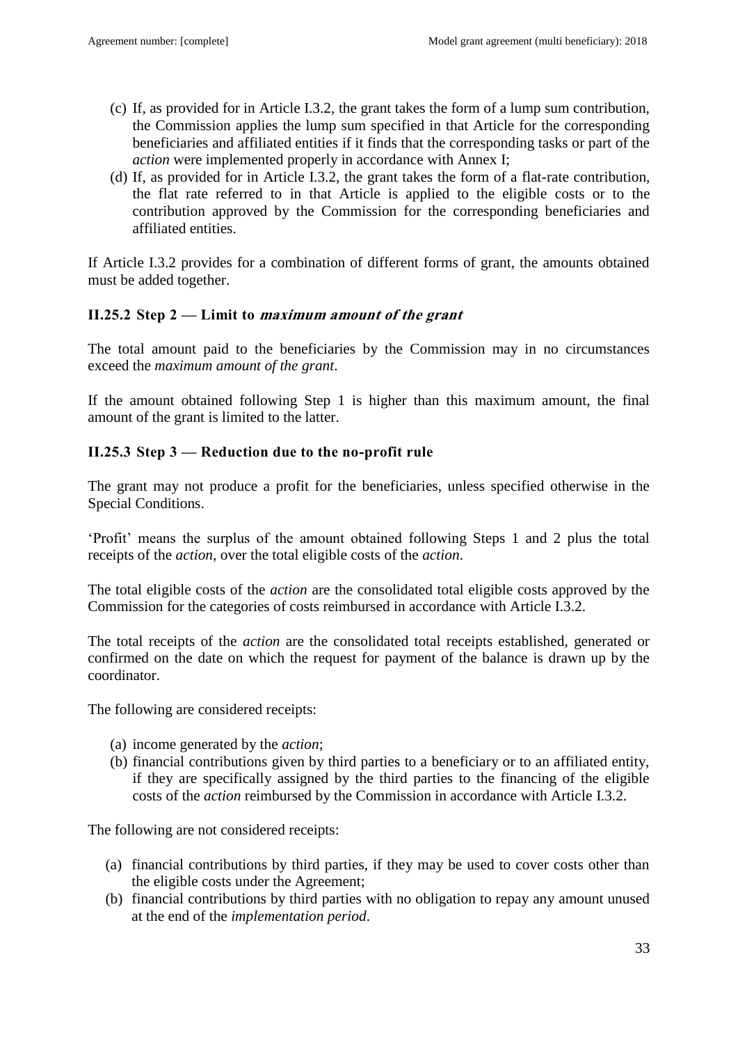(c) If, as provided for in Article I.3.2, the grant takes the form of a lump sum contribution, the Commission applies the lump sum specified in that Article for the corresponding beneficiaries and affiliated entities if it finds that the corresponding tasks or part of the *action* were implemented properly in accordance with Annex I;

(d) If, as provided for in Article I.3.2, the grant takes the form of a flat-rate contribution, the flat rate referred to in that Article is applied to the eligible costs or to the contribution approved by the Commission for the corresponding beneficiaries and affiliated entities.

If Article I.3.2 provides for a combination of different forms of grant, the amounts obtained must be added together.

### II.25.2 Step 2 — Limit to *maximum amount of the grant*

The total amount paid to the beneficiaries by the Commission may in no circumstances exceed the *maximum amount of the grant*.

If the amount obtained following Step 1 is higher than this maximum amount, the final amount of the grant is limited to the latter.

### II.25.3 Step 3 — Reduction due to the no-profit rule

The grant may not produce a profit for the beneficiaries, unless specified otherwise in the Special Conditions.

'Profit' means the surplus of the amount obtained following Steps 1 and 2 plus the total receipts of the *action*, over the total eligible costs of the *action*.

The total eligible costs of the *action* are the consolidated total eligible costs approved by the Commission for the categories of costs reimbursed in accordance with Article I.3.2.

The total receipts of the *action* are the consolidated total receipts established, generated or confirmed on the date on which the request for payment of the balance is drawn up by the coordinator.

The following are considered receipts:

(a) income generated by the *action*;
(b) financial contributions given by third parties to a beneficiary or to an affiliated entity, if they are specifically assigned by the third parties to the financing of the eligible costs of the *action* reimbursed by the Commission in accordance with Article I.3.2.

The following are not considered receipts:

(a) financial contributions by third parties, if they may be used to cover costs other than the eligible costs under the Agreement;
(b) financial contributions by third parties with no obligation to repay any amount unused at the end of the *implementation period*.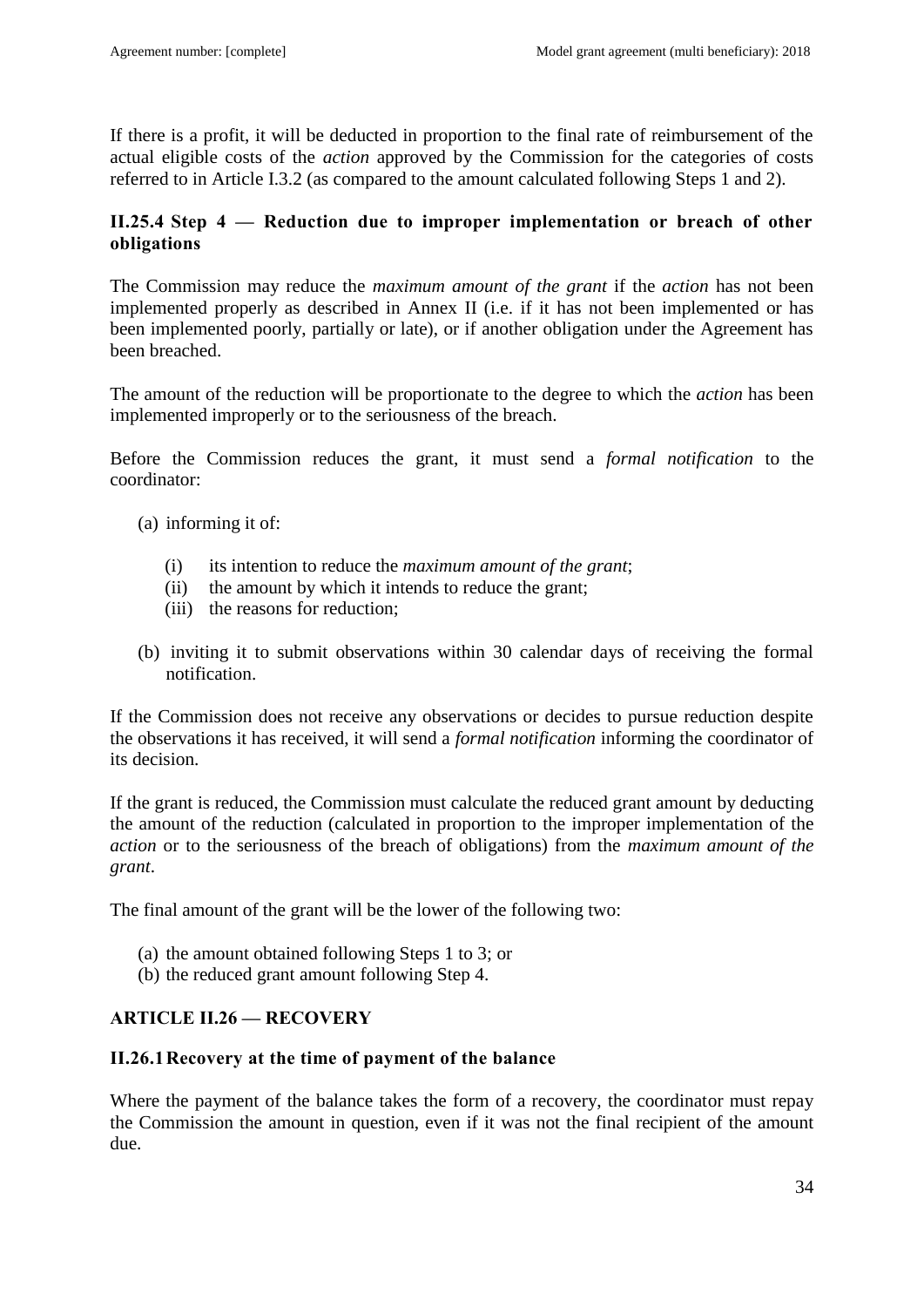If there is a profit, it will be deducted in proportion to the final rate of reimbursement of the actual eligible costs of the *action* approved by the Commission for the categories of costs referred to in Article I.3.2 (as compared to the amount calculated following Steps 1 and 2).

### II.25.4 Step 4 — Reduction due to improper implementation or breach of other obligations

The Commission may reduce the *maximum amount of the grant* if the *action* has not been implemented properly as described in Annex II (i.e. if it has not been implemented or has been implemented poorly, partially or late), or if another obligation under the Agreement has been breached.

The amount of the reduction will be proportionate to the degree to which the *action* has been implemented improperly or to the seriousness of the breach.

Before the Commission reduces the grant, it must send a *formal notification* to the coordinator:

(a) informing it of:

  (i) its intention to reduce the *maximum amount of the grant*;
  (ii) the amount by which it intends to reduce the grant;
  (iii) the reasons for reduction;

(b) inviting it to submit observations within 30 calendar days of receiving the formal notification.

If the Commission does not receive any observations or decides to pursue reduction despite the observations it has received, it will send a *formal notification* informing the coordinator of its decision.

If the grant is reduced, the Commission must calculate the reduced grant amount by deducting the amount of the reduction (calculated in proportion to the improper implementation of the *action* or to the seriousness of the breach of obligations) from the *maximum amount of the grant*.

The final amount of the grant will be the lower of the following two:

(a) the amount obtained following Steps 1 to 3; or
(b) the reduced grant amount following Step 4.

## ARTICLE II.26 — RECOVERY

### II.26.1 Recovery at the time of payment of the balance

Where the payment of the balance takes the form of a recovery, the coordinator must repay the Commission the amount in question, even if it was not the final recipient of the amount due.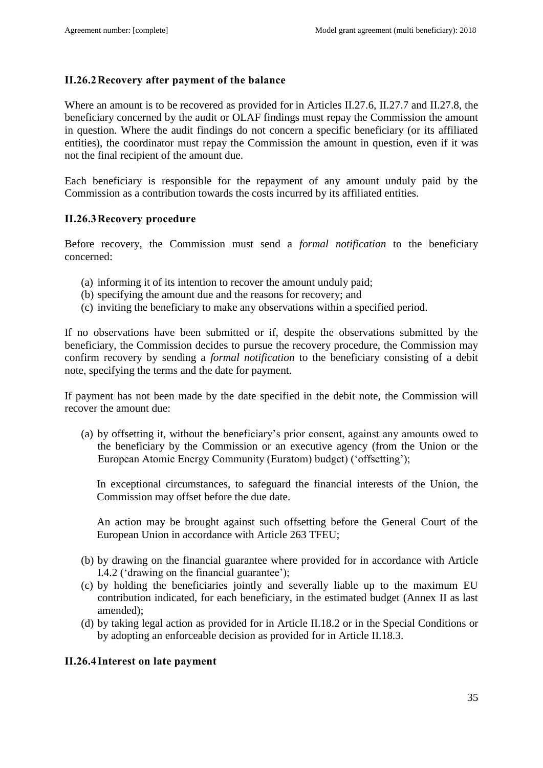### II.26.2 Recovery after payment of the balance

Where an amount is to be recovered as provided for in Articles II.27.6, II.27.7 and II.27.8, the beneficiary concerned by the audit or OLAF findings must repay the Commission the amount in question. Where the audit findings do not concern a specific beneficiary (or its affiliated entities), the coordinator must repay the Commission the amount in question, even if it was not the final recipient of the amount due.

Each beneficiary is responsible for the repayment of any amount unduly paid by the Commission as a contribution towards the costs incurred by its affiliated entities.

### II.26.3 Recovery procedure

Before recovery, the Commission must send a *formal notification* to the beneficiary concerned:

(a) informing it of its intention to recover the amount unduly paid;
(b) specifying the amount due and the reasons for recovery; and
(c) inviting the beneficiary to make any observations within a specified period.

If no observations have been submitted or if, despite the observations submitted by the beneficiary, the Commission decides to pursue the recovery procedure, the Commission may confirm recovery by sending a *formal notification* to the beneficiary consisting of a debit note, specifying the terms and the date for payment.

If payment has not been made by the date specified in the debit note, the Commission will recover the amount due:

(a) by offsetting it, without the beneficiary's prior consent, against any amounts owed to the beneficiary by the Commission or an executive agency (from the Union or the European Atomic Energy Community (Euratom) budget) ('offsetting');

   In exceptional circumstances, to safeguard the financial interests of the Union, the Commission may offset before the due date.

   An action may be brought against such offsetting before the General Court of the European Union in accordance with Article 263 TFEU;

(b) by drawing on the financial guarantee where provided for in accordance with Article I.4.2 ('drawing on the financial guarantee');
(c) by holding the beneficiaries jointly and severally liable up to the maximum EU contribution indicated, for each beneficiary, in the estimated budget (Annex II as last amended);
(d) by taking legal action as provided for in Article II.18.2 or in the Special Conditions or by adopting an enforceable decision as provided for in Article II.18.3.

### II.26.4 Interest on late payment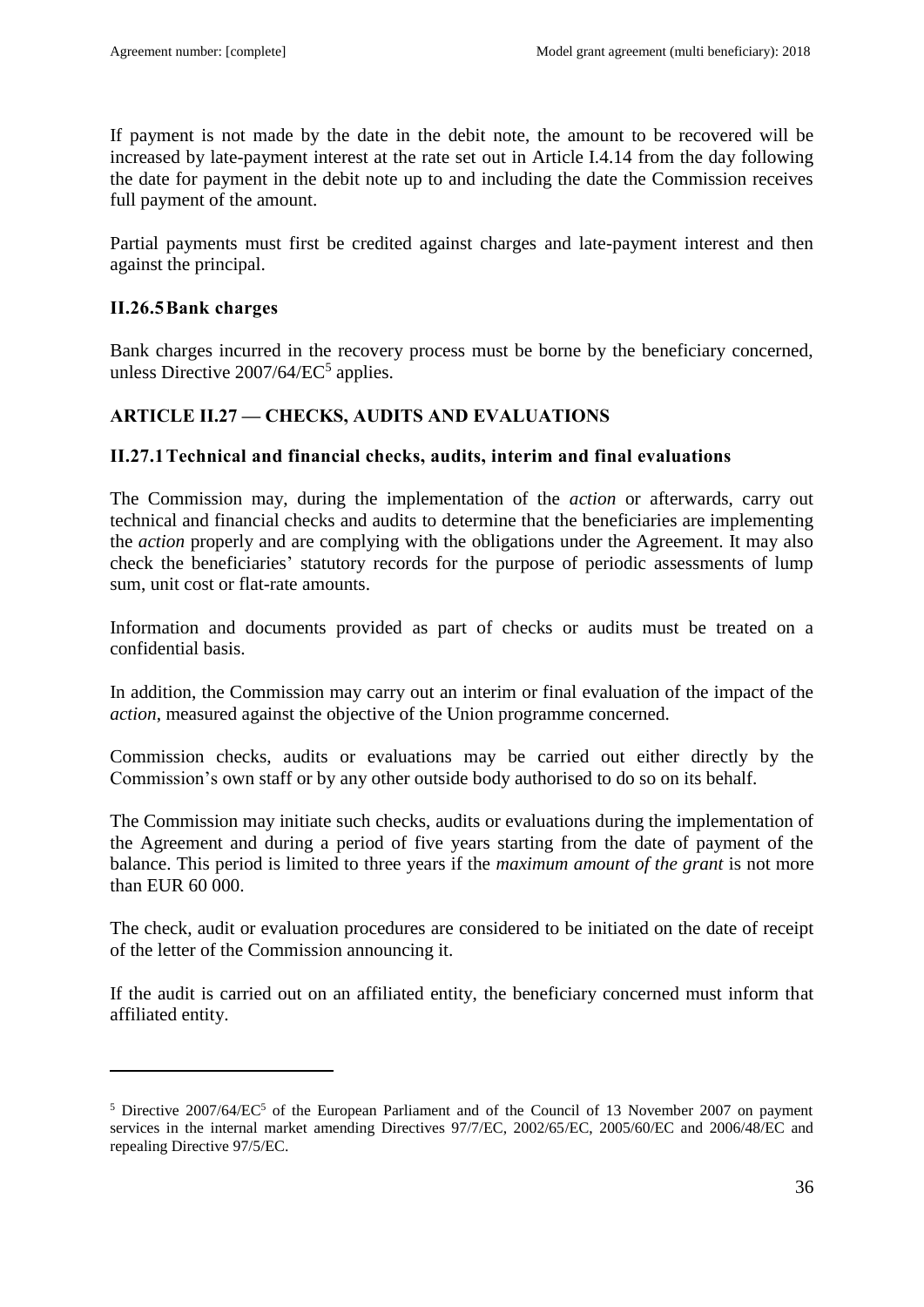If payment is not made by the date in the debit note, the amount to be recovered will be increased by late-payment interest at the rate set out in Article I.4.14 from the day following the date for payment in the debit note up to and including the date the Commission receives full payment of the amount.

Partial payments must first be credited against charges and late-payment interest and then against the principal.

### II.26.5 Bank charges

Bank charges incurred in the recovery process must be borne by the beneficiary concerned, unless Directive 2007/64/EC[5] applies.

## ARTICLE II.27 — CHECKS, AUDITS AND EVALUATIONS

### II.27.1 Technical and financial checks, audits, interim and final evaluations

The Commission may, during the implementation of the *action* or afterwards, carry out technical and financial checks and audits to determine that the beneficiaries are implementing the *action* properly and are complying with the obligations under the Agreement. It may also check the beneficiaries' statutory records for the purpose of periodic assessments of lump sum, unit cost or flat-rate amounts.

Information and documents provided as part of checks or audits must be treated on a confidential basis.

In addition, the Commission may carry out an interim or final evaluation of the impact of the *action*, measured against the objective of the Union programme concerned.

Commission checks, audits or evaluations may be carried out either directly by the Commission's own staff or by any other outside body authorised to do so on its behalf.

The Commission may initiate such checks, audits or evaluations during the implementation of the Agreement and during a period of five years starting from the date of payment of the balance. This period is limited to three years if the *maximum amount of the grant* is not more than EUR 60 000.

The check, audit or evaluation procedures are considered to be initiated on the date of receipt of the letter of the Commission announcing it.

If the audit is carried out on an affiliated entity, the beneficiary concerned must inform that affiliated entity.

---

[5] Directive 2007/64/EC[5] of the European Parliament and of the Council of 13 November 2007 on payment services in the internal market amending Directives 97/7/EC, 2002/65/EC, 2005/60/EC and 2006/48/EC and repealing Directive 97/5/EC.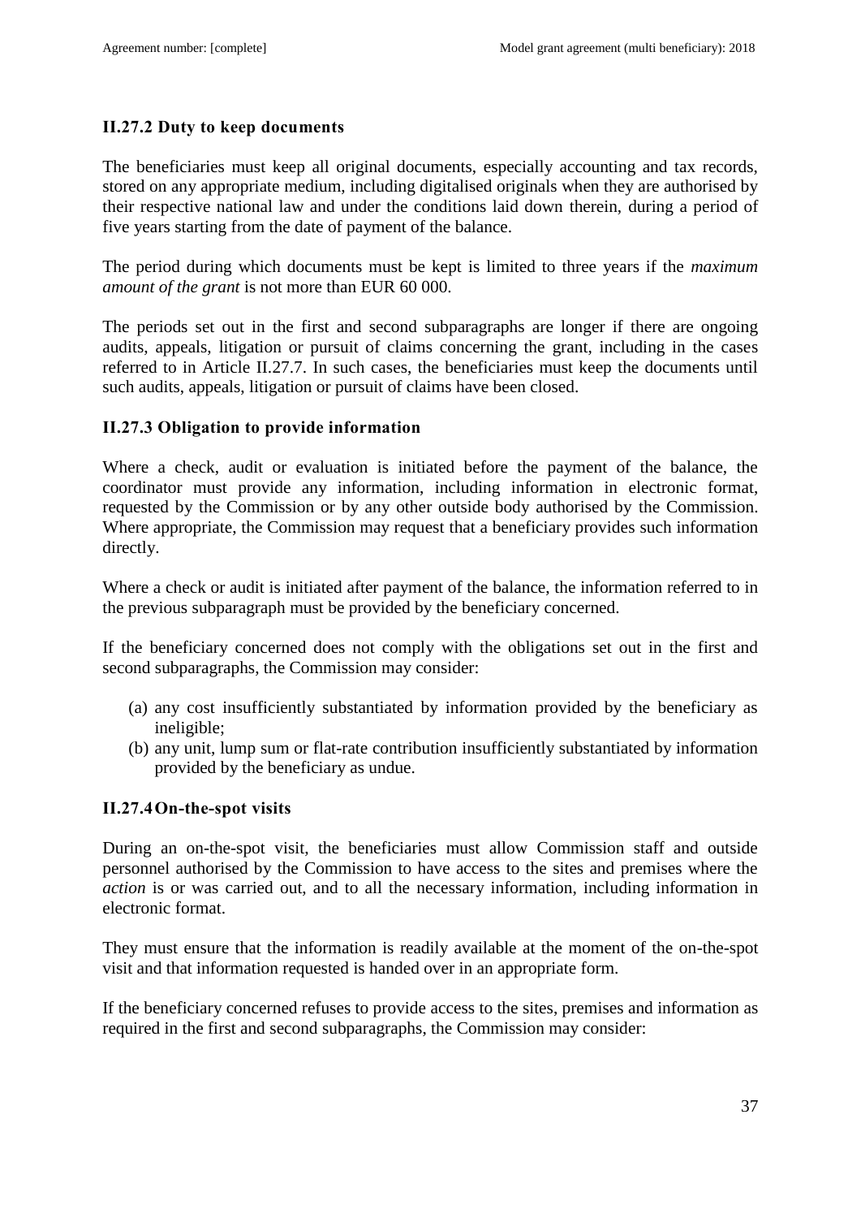### II.27.2 Duty to keep documents

The beneficiaries must keep all original documents, especially accounting and tax records, stored on any appropriate medium, including digitalised originals when they are authorised by their respective national law and under the conditions laid down therein, during a period of five years starting from the date of payment of the balance.

The period during which documents must be kept is limited to three years if the *maximum amount of the grant* is not more than EUR 60 000.

The periods set out in the first and second subparagraphs are longer if there are ongoing audits, appeals, litigation or pursuit of claims concerning the grant, including in the cases referred to in Article II.27.7. In such cases, the beneficiaries must keep the documents until such audits, appeals, litigation or pursuit of claims have been closed.

### II.27.3 Obligation to provide information

Where a check, audit or evaluation is initiated before the payment of the balance, the coordinator must provide any information, including information in electronic format, requested by the Commission or by any other outside body authorised by the Commission. Where appropriate, the Commission may request that a beneficiary provides such information directly.

Where a check or audit is initiated after payment of the balance, the information referred to in the previous subparagraph must be provided by the beneficiary concerned.

If the beneficiary concerned does not comply with the obligations set out in the first and second subparagraphs, the Commission may consider:

(a) any cost insufficiently substantiated by information provided by the beneficiary as ineligible;
(b) any unit, lump sum or flat-rate contribution insufficiently substantiated by information provided by the beneficiary as undue.

### II.27.4 On-the-spot visits

During an on-the-spot visit, the beneficiaries must allow Commission staff and outside personnel authorised by the Commission to have access to the sites and premises where the *action* is or was carried out, and to all the necessary information, including information in electronic format.

They must ensure that the information is readily available at the moment of the on-the-spot visit and that information requested is handed over in an appropriate form.

If the beneficiary concerned refuses to provide access to the sites, premises and information as required in the first and second subparagraphs, the Commission may consider: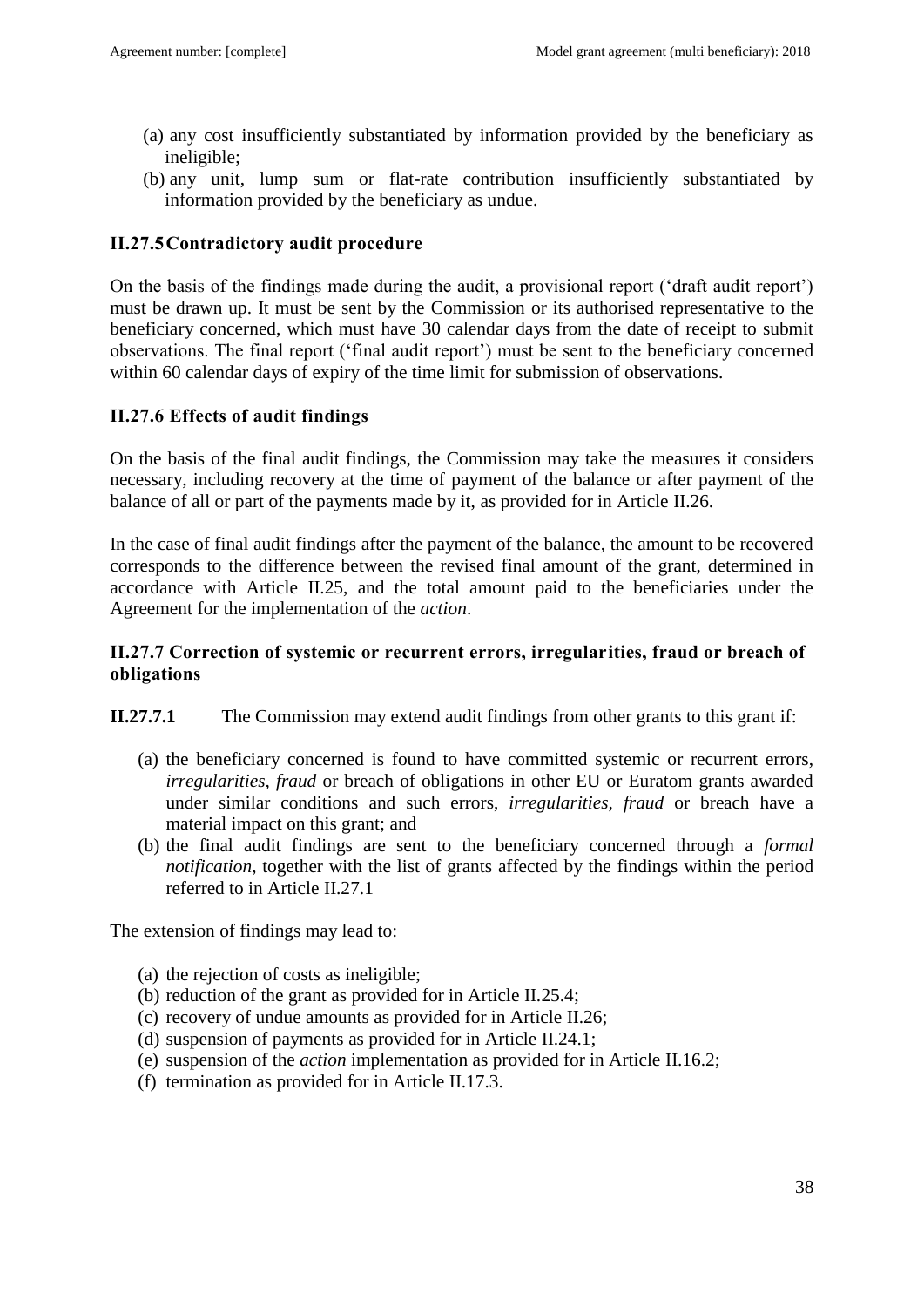(a) any cost insufficiently substantiated by information provided by the beneficiary as ineligible;

(b) any unit, lump sum or flat-rate contribution insufficiently substantiated by information provided by the beneficiary as undue.

### II.27.5 Contradictory audit procedure

On the basis of the findings made during the audit, a provisional report ('draft audit report') must be drawn up. It must be sent by the Commission or its authorised representative to the beneficiary concerned, which must have 30 calendar days from the date of receipt to submit observations. The final report ('final audit report') must be sent to the beneficiary concerned within 60 calendar days of expiry of the time limit for submission of observations.

### II.27.6 Effects of audit findings

On the basis of the final audit findings, the Commission may take the measures it considers necessary, including recovery at the time of payment of the balance or after payment of the balance of all or part of the payments made by it, as provided for in Article II.26.

In the case of final audit findings after the payment of the balance, the amount to be recovered corresponds to the difference between the revised final amount of the grant, determined in accordance with Article II.25, and the total amount paid to the beneficiaries under the Agreement for the implementation of the *action*.

### II.27.7 Correction of systemic or recurrent errors, irregularities, fraud or breach of obligations

**II.27.7.1** The Commission may extend audit findings from other grants to this grant if:

(a) the beneficiary concerned is found to have committed systemic or recurrent errors, *irregularities, fraud* or breach of obligations in other EU or Euratom grants awarded under similar conditions and such errors, *irregularities*, *fraud* or breach have a material impact on this grant; and

(b) the final audit findings are sent to the beneficiary concerned through a *formal notification*, together with the list of grants affected by the findings within the period referred to in Article II.27.1

The extension of findings may lead to:

(a) the rejection of costs as ineligible;
(b) reduction of the grant as provided for in Article II.25.4;
(c) recovery of undue amounts as provided for in Article II.26;
(d) suspension of payments as provided for in Article II.24.1;
(e) suspension of the *action* implementation as provided for in Article II.16.2;
(f) termination as provided for in Article II.17.3.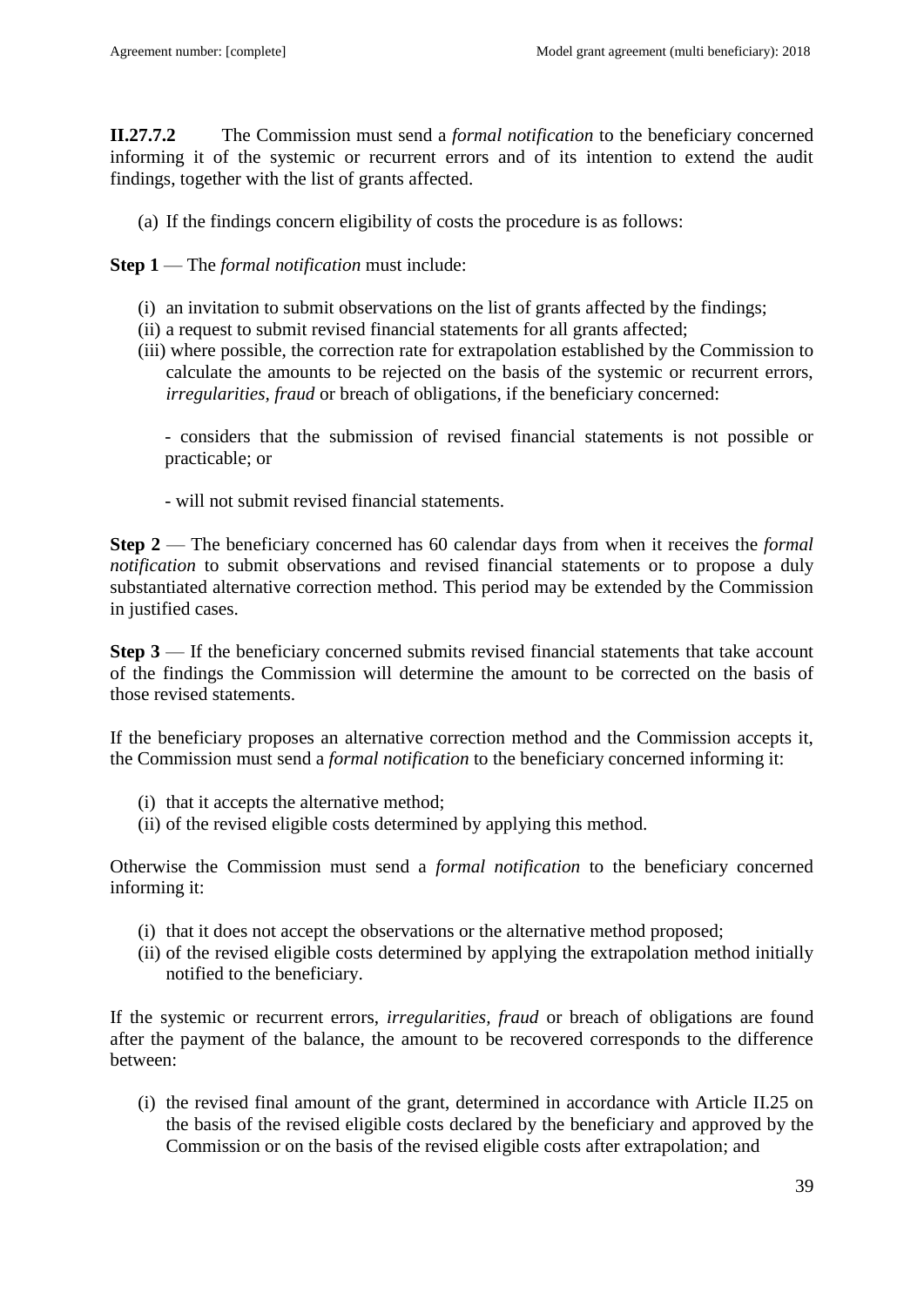**II.27.7.2** The Commission must send a *formal notification* to the beneficiary concerned informing it of the systemic or recurrent errors and of its intention to extend the audit findings, together with the list of grants affected.

(a) If the findings concern eligibility of costs the procedure is as follows:

**Step 1** — The *formal notification* must include:

(i) an invitation to submit observations on the list of grants affected by the findings;
(ii) a request to submit revised financial statements for all grants affected;
(iii) where possible, the correction rate for extrapolation established by the Commission to calculate the amounts to be rejected on the basis of the systemic or recurrent errors, *irregularities, fraud* or breach of obligations, if the beneficiary concerned:

- considers that the submission of revised financial statements is not possible or practicable; or

- will not submit revised financial statements.

**Step 2** — The beneficiary concerned has 60 calendar days from when it receives the *formal notification* to submit observations and revised financial statements or to propose a duly substantiated alternative correction method. This period may be extended by the Commission in justified cases.

**Step 3** — If the beneficiary concerned submits revised financial statements that take account of the findings the Commission will determine the amount to be corrected on the basis of those revised statements.

If the beneficiary proposes an alternative correction method and the Commission accepts it, the Commission must send a *formal notification* to the beneficiary concerned informing it:

(i) that it accepts the alternative method;
(ii) of the revised eligible costs determined by applying this method.

Otherwise the Commission must send a *formal notification* to the beneficiary concerned informing it:

(i) that it does not accept the observations or the alternative method proposed;
(ii) of the revised eligible costs determined by applying the extrapolation method initially notified to the beneficiary.

If the systemic or recurrent errors, *irregularities, fraud* or breach of obligations are found after the payment of the balance, the amount to be recovered corresponds to the difference between:

(i) the revised final amount of the grant, determined in accordance with Article II.25 on the basis of the revised eligible costs declared by the beneficiary and approved by the Commission or on the basis of the revised eligible costs after extrapolation; and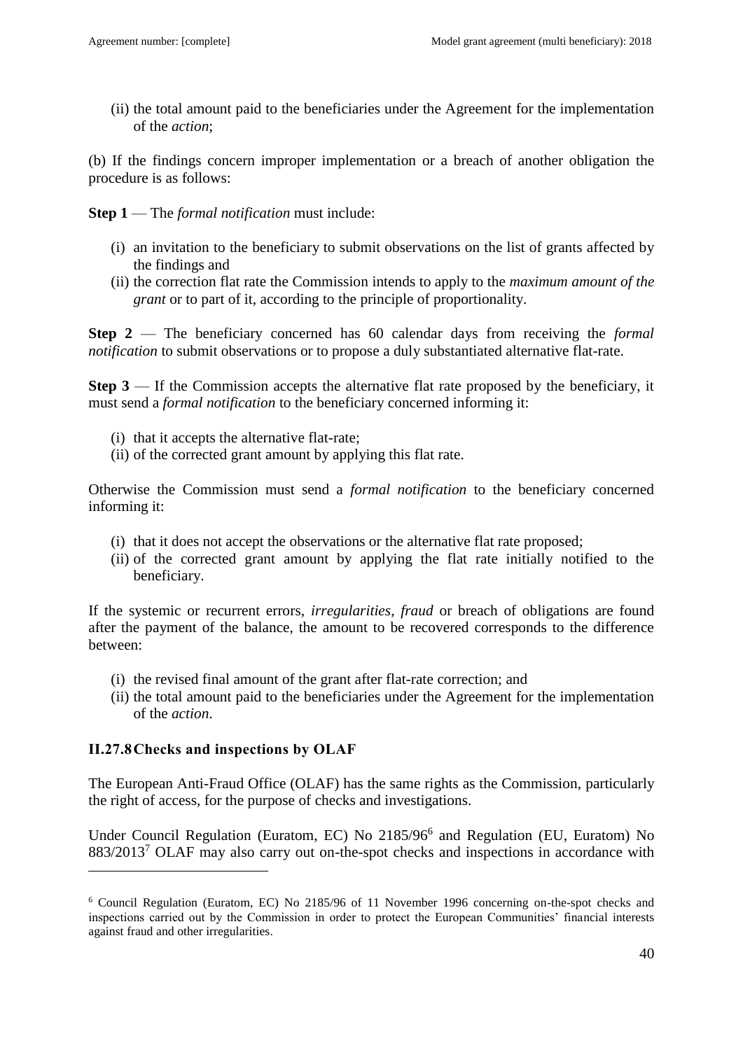(ii) the total amount paid to the beneficiaries under the Agreement for the implementation of the *action*;

(b) If the findings concern improper implementation or a breach of another obligation the procedure is as follows:

**Step 1** — The *formal notification* must include:

(i) an invitation to the beneficiary to submit observations on the list of grants affected by the findings and
(ii) the correction flat rate the Commission intends to apply to the *maximum amount of the grant* or to part of it, according to the principle of proportionality.

**Step 2** — The beneficiary concerned has 60 calendar days from receiving the *formal notification* to submit observations or to propose a duly substantiated alternative flat-rate.

**Step 3** — If the Commission accepts the alternative flat rate proposed by the beneficiary, it must send a *formal notification* to the beneficiary concerned informing it:

(i) that it accepts the alternative flat-rate;
(ii) of the corrected grant amount by applying this flat rate.

Otherwise the Commission must send a *formal notification* to the beneficiary concerned informing it:

(i) that it does not accept the observations or the alternative flat rate proposed;
(ii) of the corrected grant amount by applying the flat rate initially notified to the beneficiary.

If the systemic or recurrent errors, *irregularities*, *fraud* or breach of obligations are found after the payment of the balance, the amount to be recovered corresponds to the difference between:

(i) the revised final amount of the grant after flat-rate correction; and
(ii) the total amount paid to the beneficiaries under the Agreement for the implementation of the *action*.

### II.27.8 Checks and inspections by OLAF

The European Anti-Fraud Office (OLAF) has the same rights as the Commission, particularly the right of access, for the purpose of checks and investigations.

Under Council Regulation (Euratom, EC) No 2185/96[6] and Regulation (EU, Euratom) No 883/2013[7] OLAF may also carry out on-the-spot checks and inspections in accordance with

---

[6] Council Regulation (Euratom, EC) No 2185/96 of 11 November 1996 concerning on-the-spot checks and inspections carried out by the Commission in order to protect the European Communities' financial interests against fraud and other irregularities.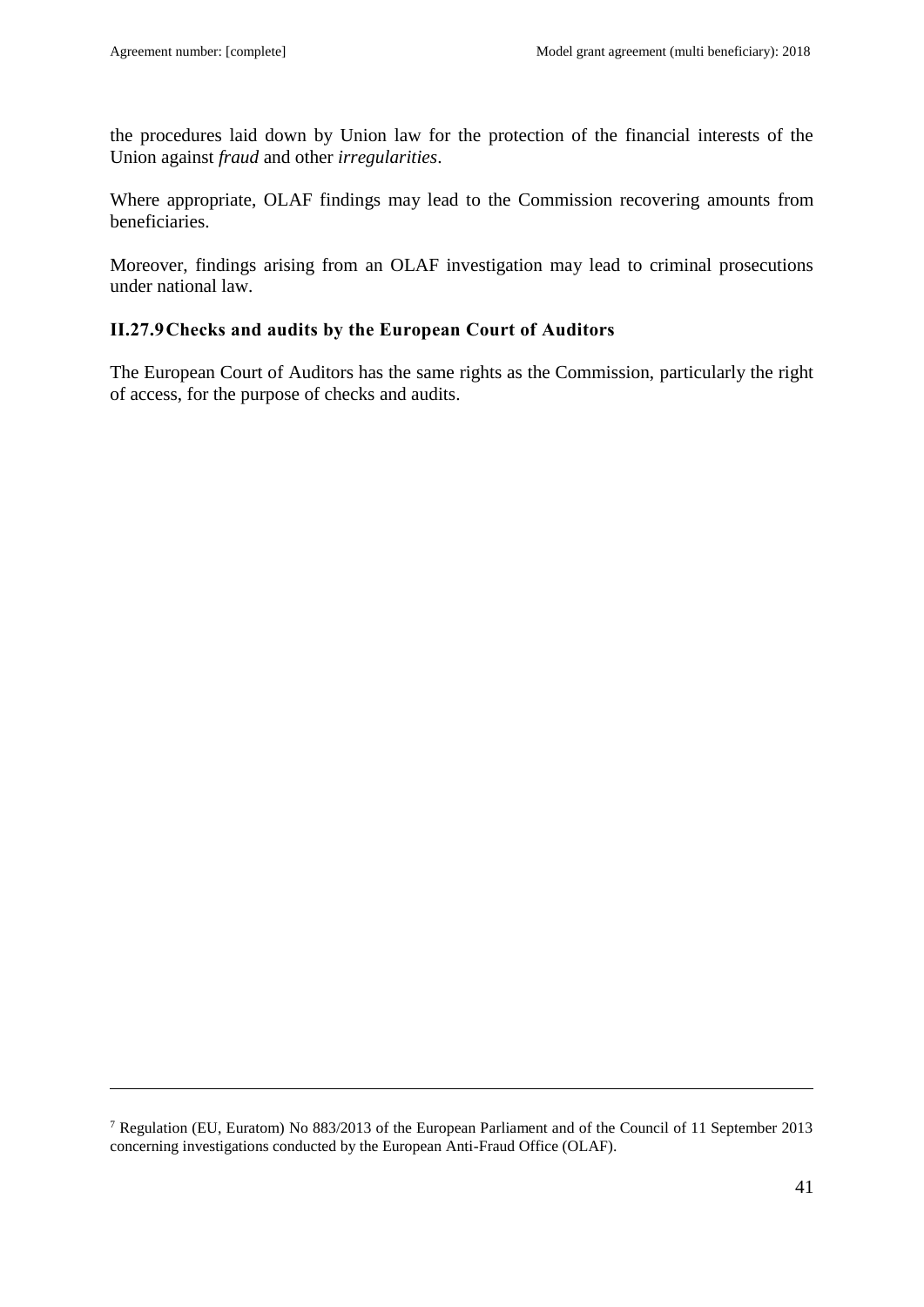the procedures laid down by Union law for the protection of the financial interests of the Union against *fraud* and other *irregularities*.

Where appropriate, OLAF findings may lead to the Commission recovering amounts from beneficiaries.

Moreover, findings arising from an OLAF investigation may lead to criminal prosecutions under national law.

### II.27.9 Checks and audits by the European Court of Auditors

The European Court of Auditors has the same rights as the Commission, particularly the right of access, for the purpose of checks and audits.

---

[7] Regulation (EU, Euratom) No 883/2013 of the European Parliament and of the Council of 11 September 2013 concerning investigations conducted by the European Anti-Fraud Office (OLAF).